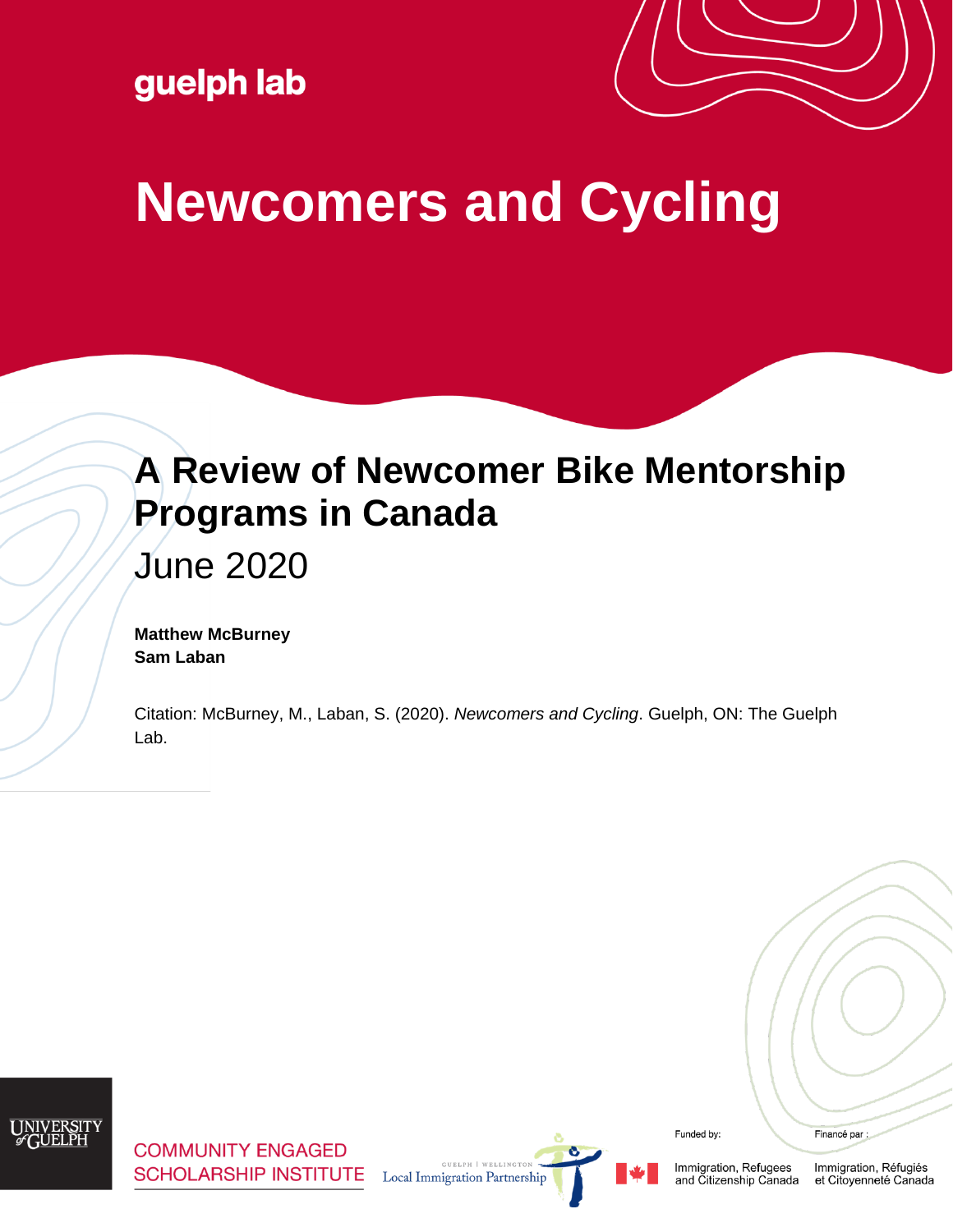guelph lab

# Newcomers and Cycling

## A Review of Newcomer Bike Mentorship Programs in Canada

June 2020

**Matthew McBurney**
**Sam Laban**

Citation: McBurney, M., Laban, S. (2020). *Newcomers and Cycling*. Guelph, ON: The Guelph Lab.

University of Guelph

COMMUNITY ENGAGED SCHOLARSHIP INSTITUTE

Guelph | Wellington Local Immigration Partnership

Funded by: Immigration, Refugees and Citizenship Canada

Financé par : Immigration, Réfugiés et Citoyenneté Canada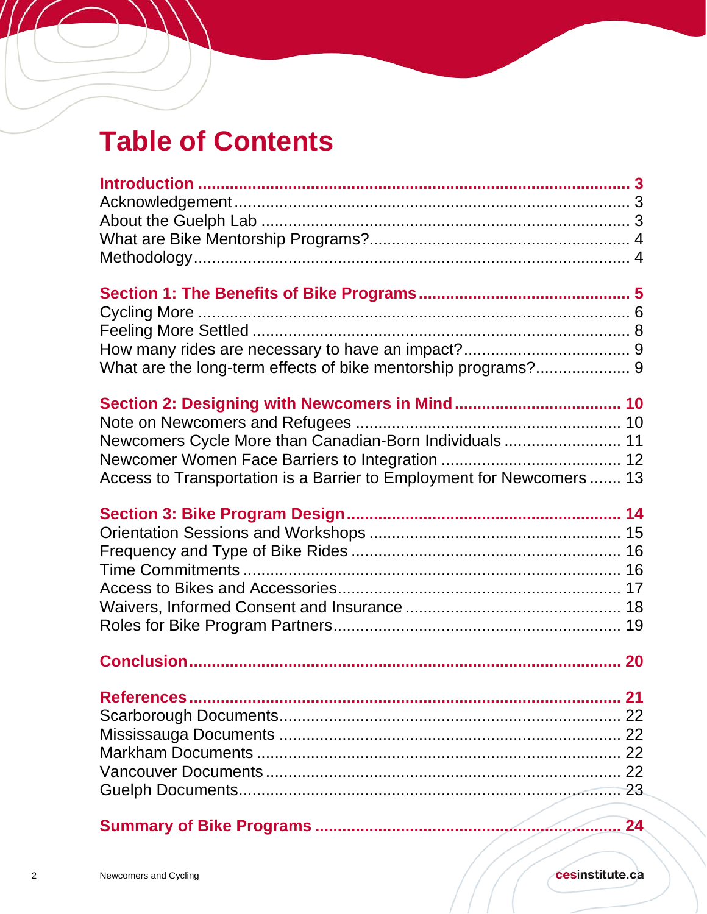# Table of Contents

**Introduction** ........................................ **3**
Acknowledgement ........................................ 3
About the Guelph Lab ........................................ 3
What are Bike Mentorship Programs? ........................................ 4
Methodology ........................................ 4

**Section 1: The Benefits of Bike Programs** ........................................ **5**
Cycling More ........................................ 6
Feeling More Settled ........................................ 8
How many rides are necessary to have an impact? ........................................ 9
What are the long-term effects of bike mentorship programs? ........................................ 9

**Section 2: Designing with Newcomers in Mind** ........................................ **10**
Note on Newcomers and Refugees ........................................ 10
Newcomers Cycle More than Canadian-Born Individuals ........................................ 11
Newcomer Women Face Barriers to Integration ........................................ 12
Access to Transportation is a Barrier to Employment for Newcomers ........................................ 13

**Section 3: Bike Program Design** ........................................ **14**
Orientation Sessions and Workshops ........................................ 15
Frequency and Type of Bike Rides ........................................ 16
Time Commitments ........................................ 16
Access to Bikes and Accessories ........................................ 17
Waivers, Informed Consent and Insurance ........................................ 18
Roles for Bike Program Partners ........................................ 19

**Conclusion** ........................................ **20**

**References** ........................................ **21**
Scarborough Documents ........................................ 22
Mississauga Documents ........................................ 22
Markham Documents ........................................ 22
Vancouver Documents ........................................ 22
Guelph Documents ........................................ 23

**Summary of Bike Programs** ........................................ **24**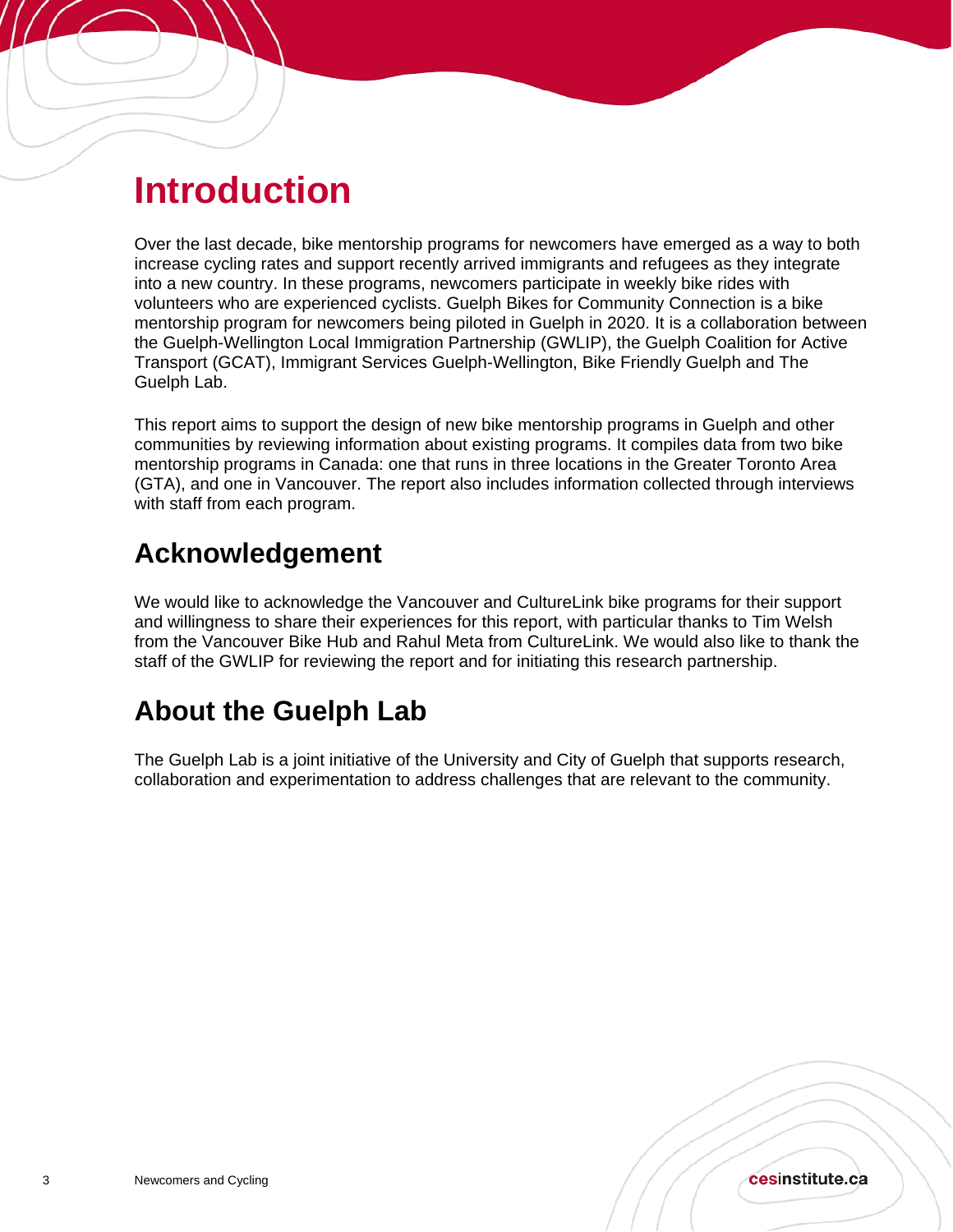# Introduction

Over the last decade, bike mentorship programs for newcomers have emerged as a way to both increase cycling rates and support recently arrived immigrants and refugees as they integrate into a new country. In these programs, newcomers participate in weekly bike rides with volunteers who are experienced cyclists. Guelph Bikes for Community Connection is a bike mentorship program for newcomers being piloted in Guelph in 2020. It is a collaboration between the Guelph-Wellington Local Immigration Partnership (GWLIP), the Guelph Coalition for Active Transport (GCAT), Immigrant Services Guelph-Wellington, Bike Friendly Guelph and The Guelph Lab.

This report aims to support the design of new bike mentorship programs in Guelph and other communities by reviewing information about existing programs. It compiles data from two bike mentorship programs in Canada: one that runs in three locations in the Greater Toronto Area (GTA), and one in Vancouver. The report also includes information collected through interviews with staff from each program.

## Acknowledgement

We would like to acknowledge the Vancouver and CultureLink bike programs for their support and willingness to share their experiences for this report, with particular thanks to Tim Welsh from the Vancouver Bike Hub and Rahul Meta from CultureLink. We would also like to thank the staff of the GWLIP for reviewing the report and for initiating this research partnership.

## About the Guelph Lab

The Guelph Lab is a joint initiative of the University and City of Guelph that supports research, collaboration and experimentation to address challenges that are relevant to the community.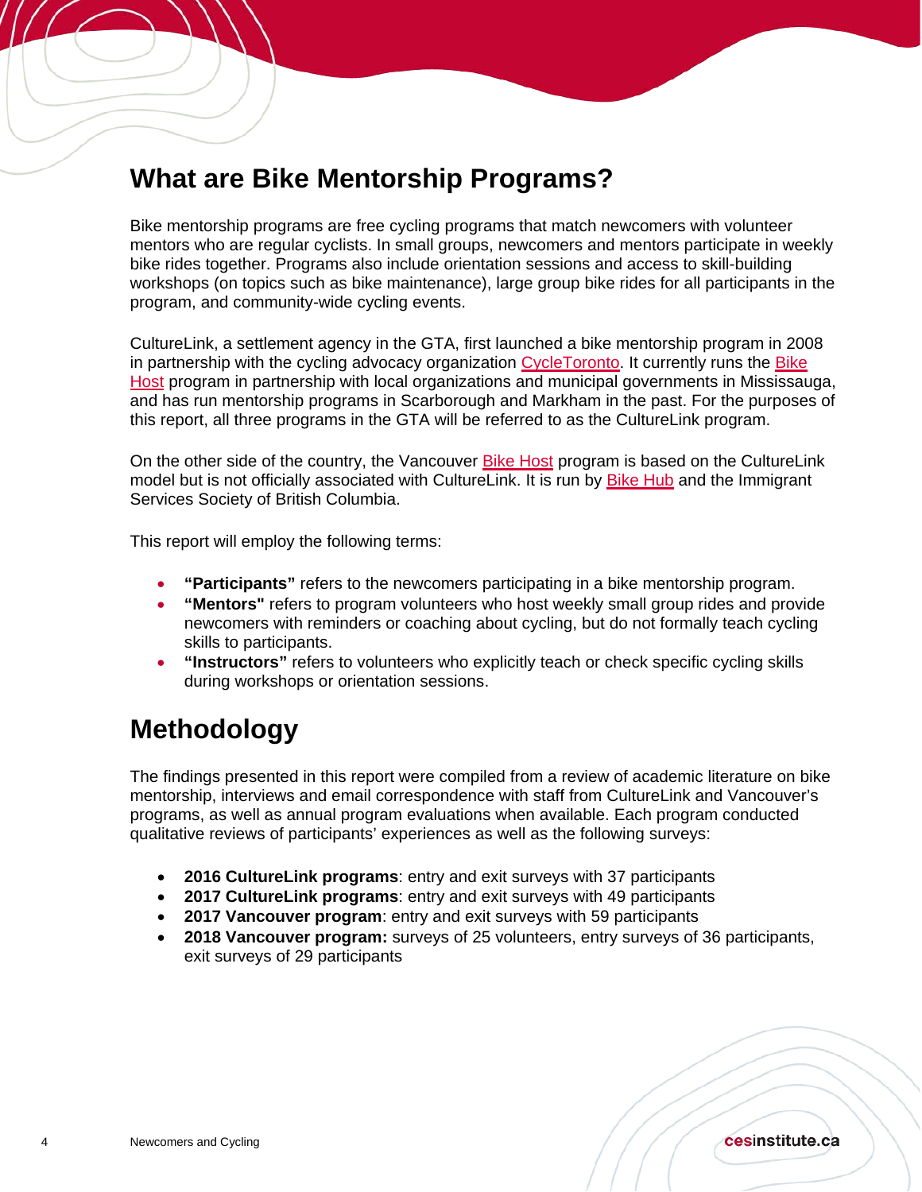## What are Bike Mentorship Programs?

Bike mentorship programs are free cycling programs that match newcomers with volunteer mentors who are regular cyclists. In small groups, newcomers and mentors participate in weekly bike rides together. Programs also include orientation sessions and access to skill-building workshops (on topics such as bike maintenance), large group bike rides for all participants in the program, and community-wide cycling events.

CultureLink, a settlement agency in the GTA, first launched a bike mentorship program in 2008 in partnership with the cycling advocacy organization CycleToronto. It currently runs the Bike Host program in partnership with local organizations and municipal governments in Mississauga, and has run mentorship programs in Scarborough and Markham in the past. For the purposes of this report, all three programs in the GTA will be referred to as the CultureLink program.

On the other side of the country, the Vancouver Bike Host program is based on the CultureLink model but is not officially associated with CultureLink. It is run by Bike Hub and the Immigrant Services Society of British Columbia.

This report will employ the following terms:

- **"Participants"** refers to the newcomers participating in a bike mentorship program.
- **"Mentors"** refers to program volunteers who host weekly small group rides and provide newcomers with reminders or coaching about cycling, but do not formally teach cycling skills to participants.
- **"Instructors"** refers to volunteers who explicitly teach or check specific cycling skills during workshops or orientation sessions.

## Methodology

The findings presented in this report were compiled from a review of academic literature on bike mentorship, interviews and email correspondence with staff from CultureLink and Vancouver's programs, as well as annual program evaluations when available. Each program conducted qualitative reviews of participants' experiences as well as the following surveys:

- **2016 CultureLink programs**: entry and exit surveys with 37 participants
- **2017 CultureLink programs**: entry and exit surveys with 49 participants
- **2017 Vancouver program**: entry and exit surveys with 59 participants
- **2018 Vancouver program:** surveys of 25 volunteers, entry surveys of 36 participants, exit surveys of 29 participants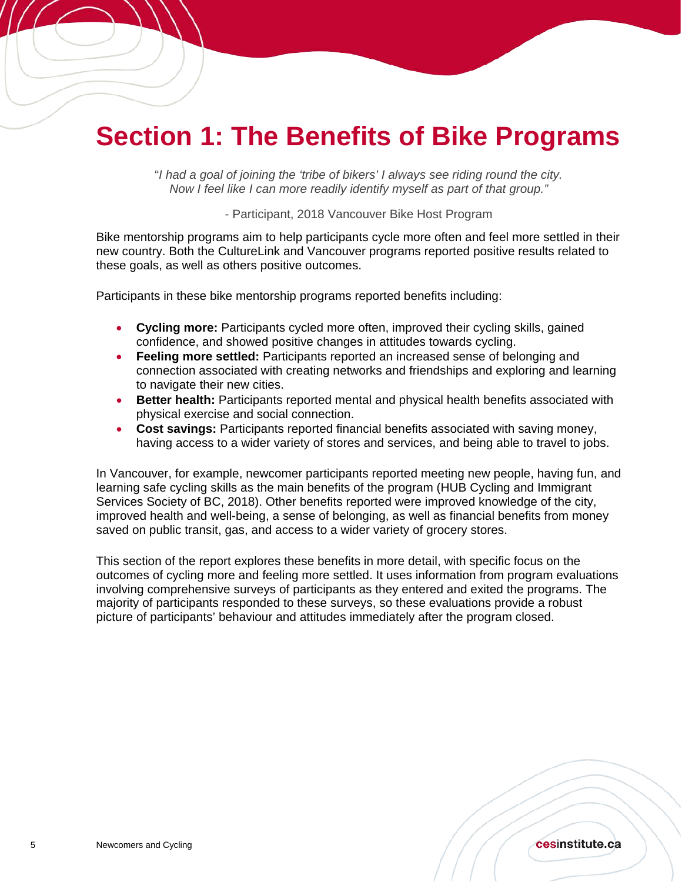# Section 1: The Benefits of Bike Programs

"*I had a goal of joining the 'tribe of bikers' I always see riding round the city. Now I feel like I can more readily identify myself as part of that group."*

- Participant, 2018 Vancouver Bike Host Program

Bike mentorship programs aim to help participants cycle more often and feel more settled in their new country. Both the CultureLink and Vancouver programs reported positive results related to these goals, as well as others positive outcomes.

Participants in these bike mentorship programs reported benefits including:

- **Cycling more:** Participants cycled more often, improved their cycling skills, gained confidence, and showed positive changes in attitudes towards cycling.
- **Feeling more settled:** Participants reported an increased sense of belonging and connection associated with creating networks and friendships and exploring and learning to navigate their new cities.
- **Better health:** Participants reported mental and physical health benefits associated with physical exercise and social connection.
- **Cost savings:** Participants reported financial benefits associated with saving money, having access to a wider variety of stores and services, and being able to travel to jobs.

In Vancouver, for example, newcomer participants reported meeting new people, having fun, and learning safe cycling skills as the main benefits of the program (HUB Cycling and Immigrant Services Society of BC, 2018). Other benefits reported were improved knowledge of the city, improved health and well-being, a sense of belonging, as well as financial benefits from money saved on public transit, gas, and access to a wider variety of grocery stores.

This section of the report explores these benefits in more detail, with specific focus on the outcomes of cycling more and feeling more settled. It uses information from program evaluations involving comprehensive surveys of participants as they entered and exited the programs. The majority of participants responded to these surveys, so these evaluations provide a robust picture of participants' behaviour and attitudes immediately after the program closed.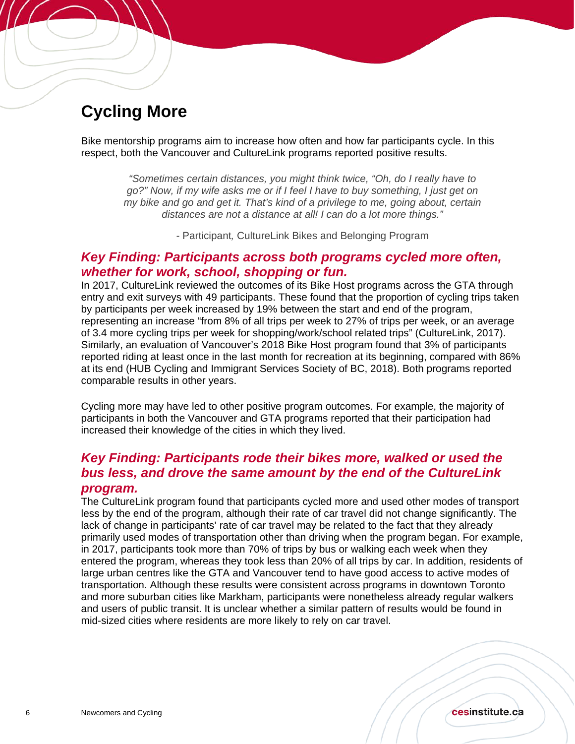# Cycling More

Bike mentorship programs aim to increase how often and how far participants cycle. In this respect, both the Vancouver and CultureLink programs reported positive results.

> *"Sometimes certain distances, you might think twice, "Oh, do I really have to go?" Now, if my wife asks me or if I feel I have to buy something, I just get on my bike and go and get it. That's kind of a privilege to me, going about, certain distances are not a distance at all! I can do a lot more things."*
>
> - Participant, CultureLink Bikes and Belonging Program

## *Key Finding: Participants across both programs cycled more often, whether for work, school, shopping or fun.*

In 2017, CultureLink reviewed the outcomes of its Bike Host programs across the GTA through entry and exit surveys with 49 participants. These found that the proportion of cycling trips taken by participants per week increased by 19% between the start and end of the program, representing an increase "from 8% of all trips per week to 27% of trips per week, or an average of 3.4 more cycling trips per week for shopping/work/school related trips" (CultureLink, 2017). Similarly, an evaluation of Vancouver's 2018 Bike Host program found that 3% of participants reported riding at least once in the last month for recreation at its beginning, compared with 86% at its end (HUB Cycling and Immigrant Services Society of BC, 2018). Both programs reported comparable results in other years.

Cycling more may have led to other positive program outcomes. For example, the majority of participants in both the Vancouver and GTA programs reported that their participation had increased their knowledge of the cities in which they lived.

## *Key Finding: Participants rode their bikes more, walked or used the bus less, and drove the same amount by the end of the CultureLink program.*

The CultureLink program found that participants cycled more and used other modes of transport less by the end of the program, although their rate of car travel did not change significantly. The lack of change in participants' rate of car travel may be related to the fact that they already primarily used modes of transportation other than driving when the program began. For example, in 2017, participants took more than 70% of trips by bus or walking each week when they entered the program, whereas they took less than 20% of all trips by car. In addition, residents of large urban centres like the GTA and Vancouver tend to have good access to active modes of transportation. Although these results were consistent across programs in downtown Toronto and more suburban cities like Markham, participants were nonetheless already regular walkers and users of public transit. It is unclear whether a similar pattern of results would be found in mid-sized cities where residents are more likely to rely on car travel.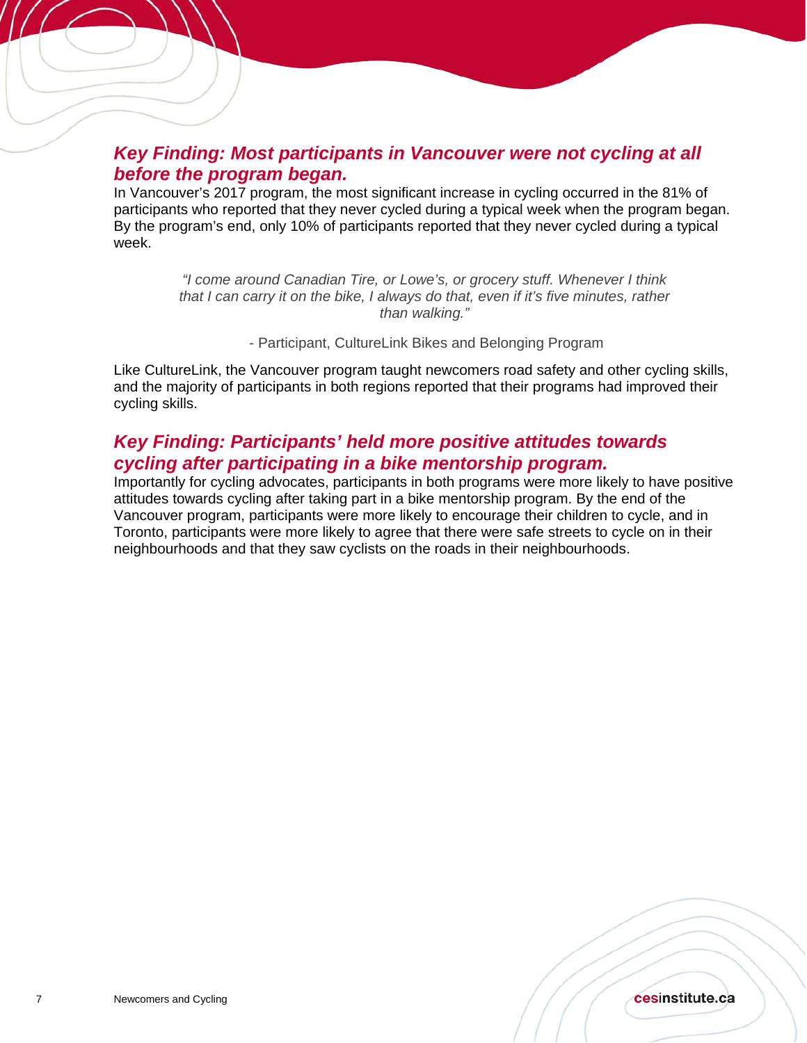### *Key Finding: Most participants in Vancouver were not cycling at all before the program began.*

In Vancouver's 2017 program, the most significant increase in cycling occurred in the 81% of participants who reported that they never cycled during a typical week when the program began. By the program's end, only 10% of participants reported that they never cycled during a typical week.

> *"I come around Canadian Tire, or Lowe's, or grocery stuff. Whenever I think that I can carry it on the bike, I always do that, even if it's five minutes, rather than walking."*
>
> \- Participant, CultureLink Bikes and Belonging Program

Like CultureLink, the Vancouver program taught newcomers road safety and other cycling skills, and the majority of participants in both regions reported that their programs had improved their cycling skills.

### *Key Finding: Participants' held more positive attitudes towards cycling after participating in a bike mentorship program.*

Importantly for cycling advocates, participants in both programs were more likely to have positive attitudes towards cycling after taking part in a bike mentorship program. By the end of the Vancouver program, participants were more likely to encourage their children to cycle, and in Toronto, participants were more likely to agree that there were safe streets to cycle on in their neighbourhoods and that they saw cyclists on the roads in their neighbourhoods.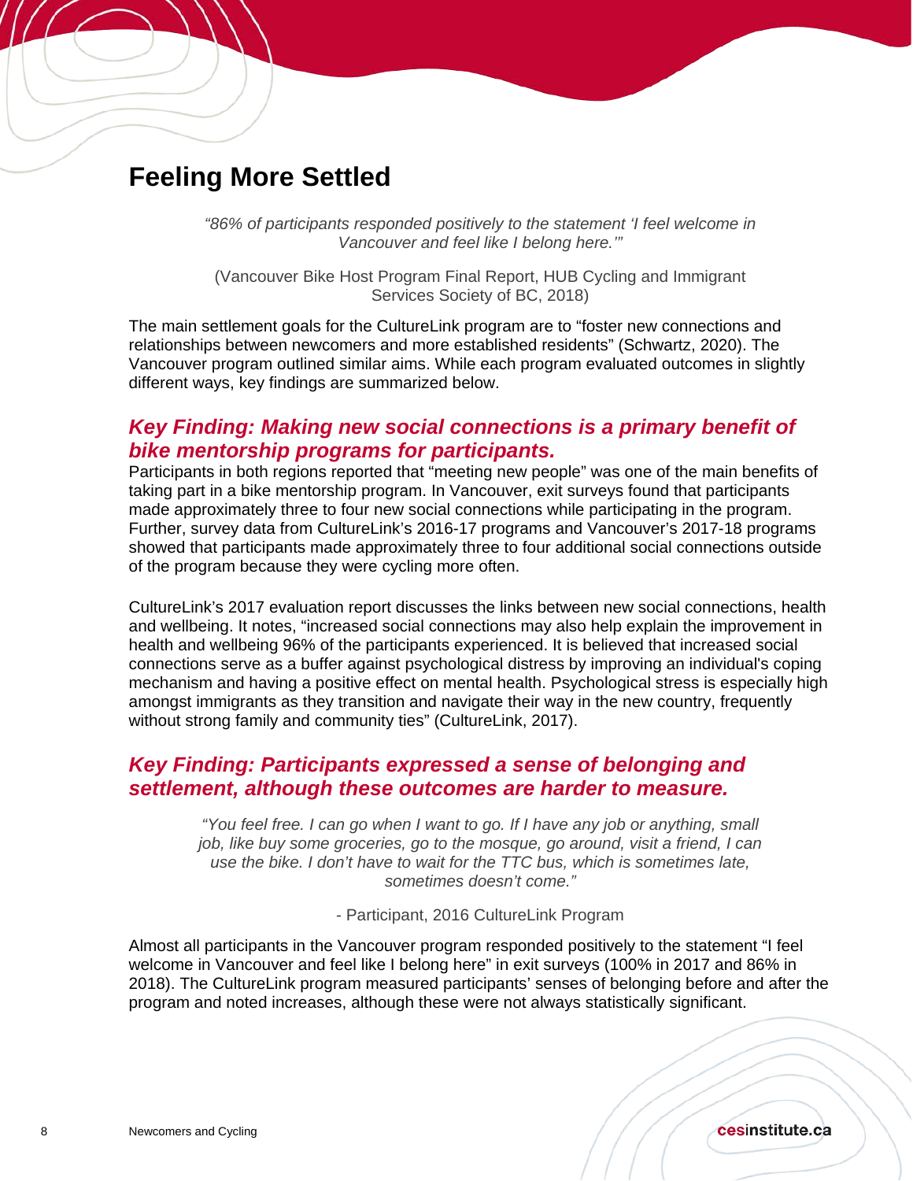## Feeling More Settled

> *"86% of participants responded positively to the statement 'I feel welcome in Vancouver and feel like I belong here.'"*
>
> (Vancouver Bike Host Program Final Report, HUB Cycling and Immigrant Services Society of BC, 2018)

The main settlement goals for the CultureLink program are to "foster new connections and relationships between newcomers and more established residents" (Schwartz, 2020). The Vancouver program outlined similar aims. While each program evaluated outcomes in slightly different ways, key findings are summarized below.

### *Key Finding: Making new social connections is a primary benefit of bike mentorship programs for participants.*

Participants in both regions reported that "meeting new people" was one of the main benefits of taking part in a bike mentorship program. In Vancouver, exit surveys found that participants made approximately three to four new social connections while participating in the program. Further, survey data from CultureLink's 2016-17 programs and Vancouver's 2017-18 programs showed that participants made approximately three to four additional social connections outside of the program because they were cycling more often.

CultureLink's 2017 evaluation report discusses the links between new social connections, health and wellbeing. It notes, "increased social connections may also help explain the improvement in health and wellbeing 96% of the participants experienced. It is believed that increased social connections serve as a buffer against psychological distress by improving an individual's coping mechanism and having a positive effect on mental health. Psychological stress is especially high amongst immigrants as they transition and navigate their way in the new country, frequently without strong family and community ties" (CultureLink, 2017).

### *Key Finding: Participants expressed a sense of belonging and settlement, although these outcomes are harder to measure.*

> *"You feel free. I can go when I want to go. If I have any job or anything, small job, like buy some groceries, go to the mosque, go around, visit a friend, I can use the bike. I don't have to wait for the TTC bus, which is sometimes late, sometimes doesn't come."*
>
> \- Participant, 2016 CultureLink Program

Almost all participants in the Vancouver program responded positively to the statement "I feel welcome in Vancouver and feel like I belong here" in exit surveys (100% in 2017 and 86% in 2018). The CultureLink program measured participants' senses of belonging before and after the program and noted increases, although these were not always statistically significant.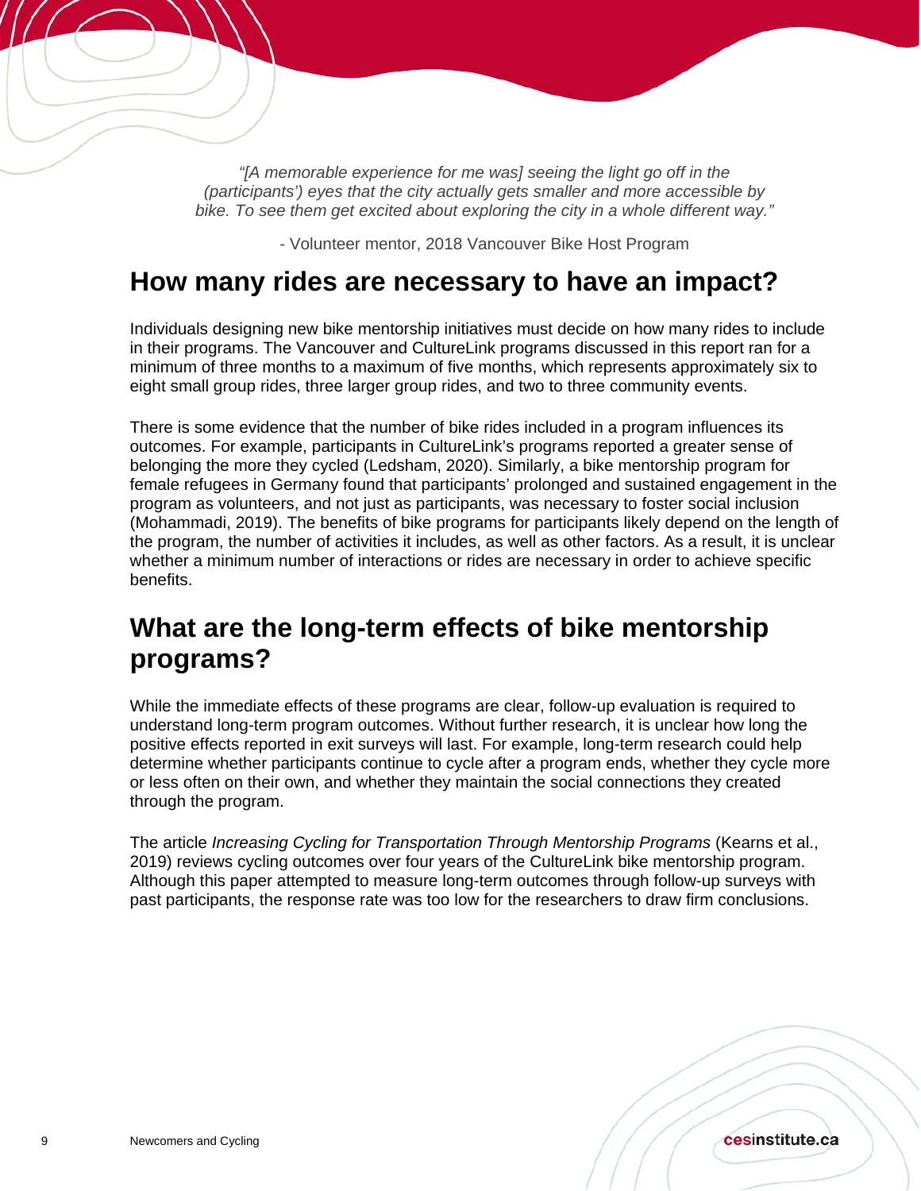*"[A memorable experience for me was] seeing the light go off in the (participants') eyes that the city actually gets smaller and more accessible by bike. To see them get excited about exploring the city in a whole different way."*

- Volunteer mentor, 2018 Vancouver Bike Host Program

## How many rides are necessary to have an impact?

Individuals designing new bike mentorship initiatives must decide on how many rides to include in their programs. The Vancouver and CultureLink programs discussed in this report ran for a minimum of three months to a maximum of five months, which represents approximately six to eight small group rides, three larger group rides, and two to three community events.

There is some evidence that the number of bike rides included in a program influences its outcomes. For example, participants in CultureLink's programs reported a greater sense of belonging the more they cycled (Ledsham, 2020). Similarly, a bike mentorship program for female refugees in Germany found that participants' prolonged and sustained engagement in the program as volunteers, and not just as participants, was necessary to foster social inclusion (Mohammadi, 2019). The benefits of bike programs for participants likely depend on the length of the program, the number of activities it includes, as well as other factors. As a result, it is unclear whether a minimum number of interactions or rides are necessary in order to achieve specific benefits.

## What are the long-term effects of bike mentorship programs?

While the immediate effects of these programs are clear, follow-up evaluation is required to understand long-term program outcomes. Without further research, it is unclear how long the positive effects reported in exit surveys will last. For example, long-term research could help determine whether participants continue to cycle after a program ends, whether they cycle more or less often on their own, and whether they maintain the social connections they created through the program.

The article *Increasing Cycling for Transportation Through Mentorship Programs* (Kearns et al., 2019) reviews cycling outcomes over four years of the CultureLink bike mentorship program. Although this paper attempted to measure long-term outcomes through follow-up surveys with past participants, the response rate was too low for the researchers to draw firm conclusions.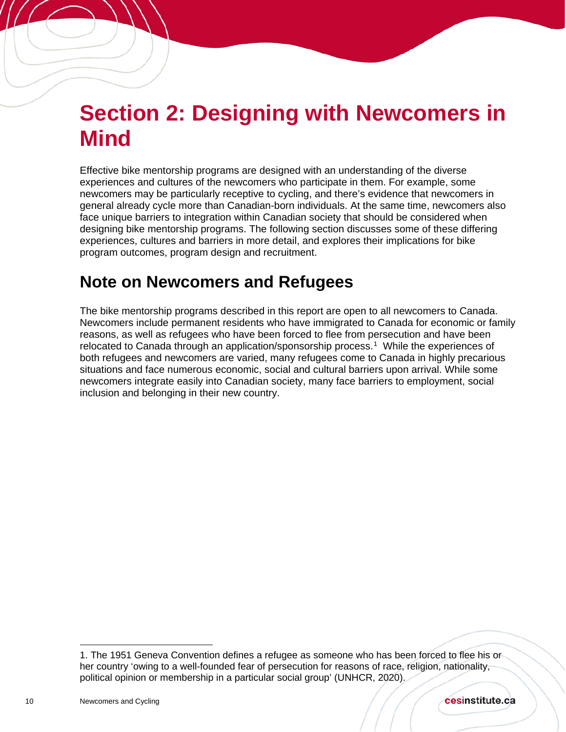# Section 2: Designing with Newcomers in Mind

Effective bike mentorship programs are designed with an understanding of the diverse experiences and cultures of the newcomers who participate in them. For example, some newcomers may be particularly receptive to cycling, and there's evidence that newcomers in general already cycle more than Canadian-born individuals. At the same time, newcomers also face unique barriers to integration within Canadian society that should be considered when designing bike mentorship programs. The following section discusses some of these differing experiences, cultures and barriers in more detail, and explores their implications for bike program outcomes, program design and recruitment.

## Note on Newcomers and Refugees

The bike mentorship programs described in this report are open to all newcomers to Canada. Newcomers include permanent residents who have immigrated to Canada for economic or family reasons, as well as refugees who have been forced to flee from persecution and have been relocated to Canada through an application/sponsorship process.[1] While the experiences of both refugees and newcomers are varied, many refugees come to Canada in highly precarious situations and face numerous economic, social and cultural barriers upon arrival. While some newcomers integrate easily into Canadian society, many face barriers to employment, social inclusion and belonging in their new country.

---

1. The 1951 Geneva Convention defines a refugee as someone who has been forced to flee his or her country 'owing to a well-founded fear of persecution for reasons of race, religion, nationality, political opinion or membership in a particular social group' (UNHCR, 2020).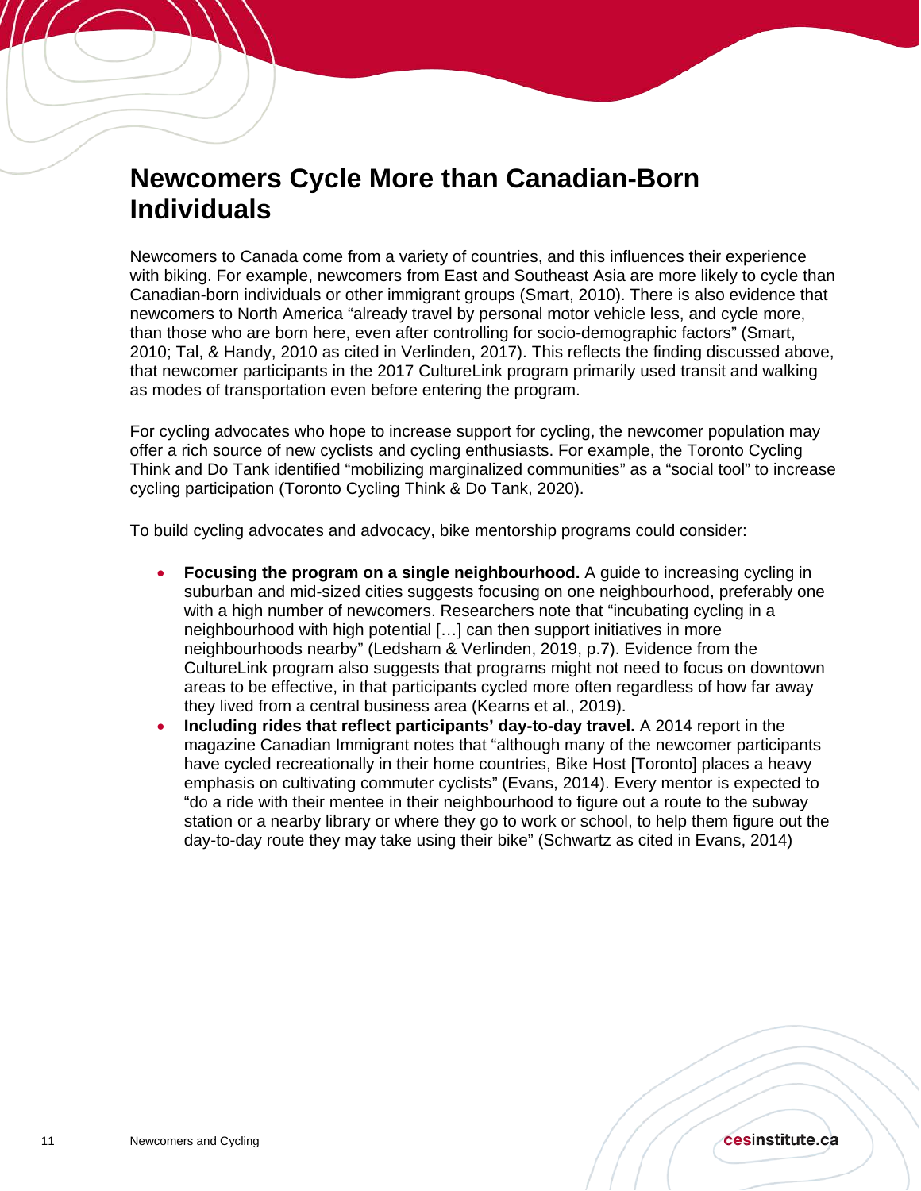## Newcomers Cycle More than Canadian-Born Individuals

Newcomers to Canada come from a variety of countries, and this influences their experience with biking. For example, newcomers from East and Southeast Asia are more likely to cycle than Canadian-born individuals or other immigrant groups (Smart, 2010). There is also evidence that newcomers to North America "already travel by personal motor vehicle less, and cycle more, than those who are born here, even after controlling for socio-demographic factors" (Smart, 2010; Tal, & Handy, 2010 as cited in Verlinden, 2017). This reflects the finding discussed above, that newcomer participants in the 2017 CultureLink program primarily used transit and walking as modes of transportation even before entering the program.

For cycling advocates who hope to increase support for cycling, the newcomer population may offer a rich source of new cyclists and cycling enthusiasts. For example, the Toronto Cycling Think and Do Tank identified "mobilizing marginalized communities" as a "social tool" to increase cycling participation (Toronto Cycling Think & Do Tank, 2020).

To build cycling advocates and advocacy, bike mentorship programs could consider:

- **Focusing the program on a single neighbourhood.** A guide to increasing cycling in suburban and mid-sized cities suggests focusing on one neighbourhood, preferably one with a high number of newcomers. Researchers note that "incubating cycling in a neighbourhood with high potential […] can then support initiatives in more neighbourhoods nearby" (Ledsham & Verlinden, 2019, p.7). Evidence from the CultureLink program also suggests that programs might not need to focus on downtown areas to be effective, in that participants cycled more often regardless of how far away they lived from a central business area (Kearns et al., 2019).
- **Including rides that reflect participants' day-to-day travel.** A 2014 report in the magazine Canadian Immigrant notes that "although many of the newcomer participants have cycled recreationally in their home countries, Bike Host [Toronto] places a heavy emphasis on cultivating commuter cyclists" (Evans, 2014). Every mentor is expected to "do a ride with their mentee in their neighbourhood to figure out a route to the subway station or a nearby library or where they go to work or school, to help them figure out the day-to-day route they may take using their bike" (Schwartz as cited in Evans, 2014)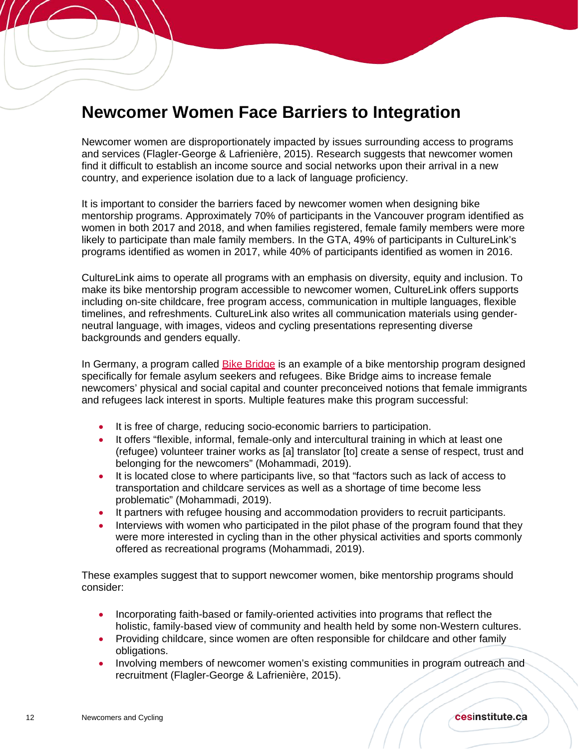# Newcomer Women Face Barriers to Integration

Newcomer women are disproportionately impacted by issues surrounding access to programs and services (Flagler-George & Lafrenière, 2015). Research suggests that newcomer women find it difficult to establish an income source and social networks upon their arrival in a new country, and experience isolation due to a lack of language proficiency.

It is important to consider the barriers faced by newcomer women when designing bike mentorship programs. Approximately 70% of participants in the Vancouver program identified as women in both 2017 and 2018, and when families registered, female family members were more likely to participate than male family members. In the GTA, 49% of participants in CultureLink's programs identified as women in 2017, while 40% of participants identified as women in 2016.

CultureLink aims to operate all programs with an emphasis on diversity, equity and inclusion. To make its bike mentorship program accessible to newcomer women, CultureLink offers supports including on-site childcare, free program access, communication in multiple languages, flexible timelines, and refreshments. CultureLink also writes all communication materials using gender-neutral language, with images, videos and cycling presentations representing diverse backgrounds and genders equally.

In Germany, a program called Bike Bridge is an example of a bike mentorship program designed specifically for female asylum seekers and refugees. Bike Bridge aims to increase female newcomers' physical and social capital and counter preconceived notions that female immigrants and refugees lack interest in sports. Multiple features make this program successful:

- It is free of charge, reducing socio-economic barriers to participation.
- It offers "flexible, informal, female-only and intercultural training in which at least one (refugee) volunteer trainer works as [a] translator [to] create a sense of respect, trust and belonging for the newcomers" (Mohammadi, 2019).
- It is located close to where participants live, so that "factors such as lack of access to transportation and childcare services as well as a shortage of time become less problematic" (Mohammadi, 2019).
- It partners with refugee housing and accommodation providers to recruit participants.
- Interviews with women who participated in the pilot phase of the program found that they were more interested in cycling than in the other physical activities and sports commonly offered as recreational programs (Mohammadi, 2019).

These examples suggest that to support newcomer women, bike mentorship programs should consider:

- Incorporating faith-based or family-oriented activities into programs that reflect the holistic, family-based view of community and health held by some non-Western cultures.
- Providing childcare, since women are often responsible for childcare and other family obligations.
- Involving members of newcomer women's existing communities in program outreach and recruitment (Flagler-George & Lafrenière, 2015).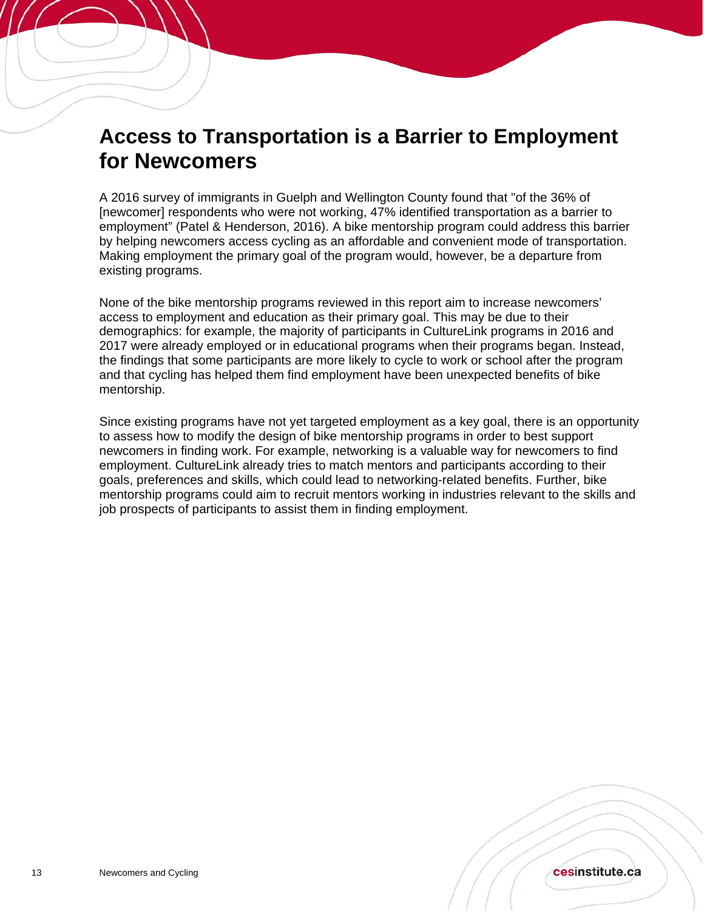## Access to Transportation is a Barrier to Employment for Newcomers

A 2016 survey of immigrants in Guelph and Wellington County found that "of the 36% of [newcomer] respondents who were not working, 47% identified transportation as a barrier to employment" (Patel & Henderson, 2016). A bike mentorship program could address this barrier by helping newcomers access cycling as an affordable and convenient mode of transportation. Making employment the primary goal of the program would, however, be a departure from existing programs.

None of the bike mentorship programs reviewed in this report aim to increase newcomers' access to employment and education as their primary goal. This may be due to their demographics: for example, the majority of participants in CultureLink programs in 2016 and 2017 were already employed or in educational programs when their programs began. Instead, the findings that some participants are more likely to cycle to work or school after the program and that cycling has helped them find employment have been unexpected benefits of bike mentorship.

Since existing programs have not yet targeted employment as a key goal, there is an opportunity to assess how to modify the design of bike mentorship programs in order to best support newcomers in finding work. For example, networking is a valuable way for newcomers to find employment. CultureLink already tries to match mentors and participants according to their goals, preferences and skills, which could lead to networking-related benefits. Further, bike mentorship programs could aim to recruit mentors working in industries relevant to the skills and job prospects of participants to assist them in finding employment.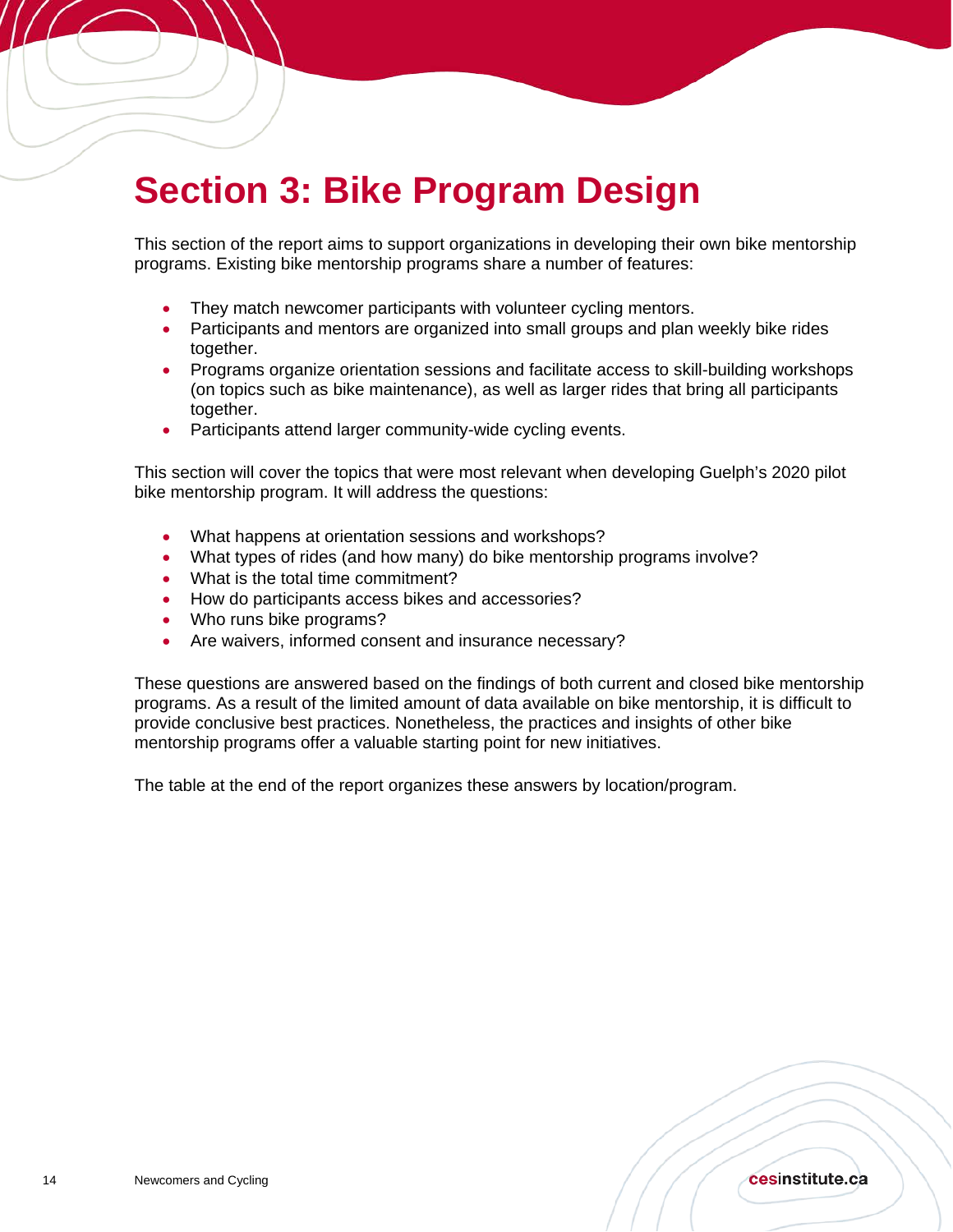# Section 3: Bike Program Design

This section of the report aims to support organizations in developing their own bike mentorship programs. Existing bike mentorship programs share a number of features:

- They match newcomer participants with volunteer cycling mentors.
- Participants and mentors are organized into small groups and plan weekly bike rides together.
- Programs organize orientation sessions and facilitate access to skill-building workshops (on topics such as bike maintenance), as well as larger rides that bring all participants together.
- Participants attend larger community-wide cycling events.

This section will cover the topics that were most relevant when developing Guelph's 2020 pilot bike mentorship program. It will address the questions:

- What happens at orientation sessions and workshops?
- What types of rides (and how many) do bike mentorship programs involve?
- What is the total time commitment?
- How do participants access bikes and accessories?
- Who runs bike programs?
- Are waivers, informed consent and insurance necessary?

These questions are answered based on the findings of both current and closed bike mentorship programs. As a result of the limited amount of data available on bike mentorship, it is difficult to provide conclusive best practices. Nonetheless, the practices and insights of other bike mentorship programs offer a valuable starting point for new initiatives.

The table at the end of the report organizes these answers by location/program.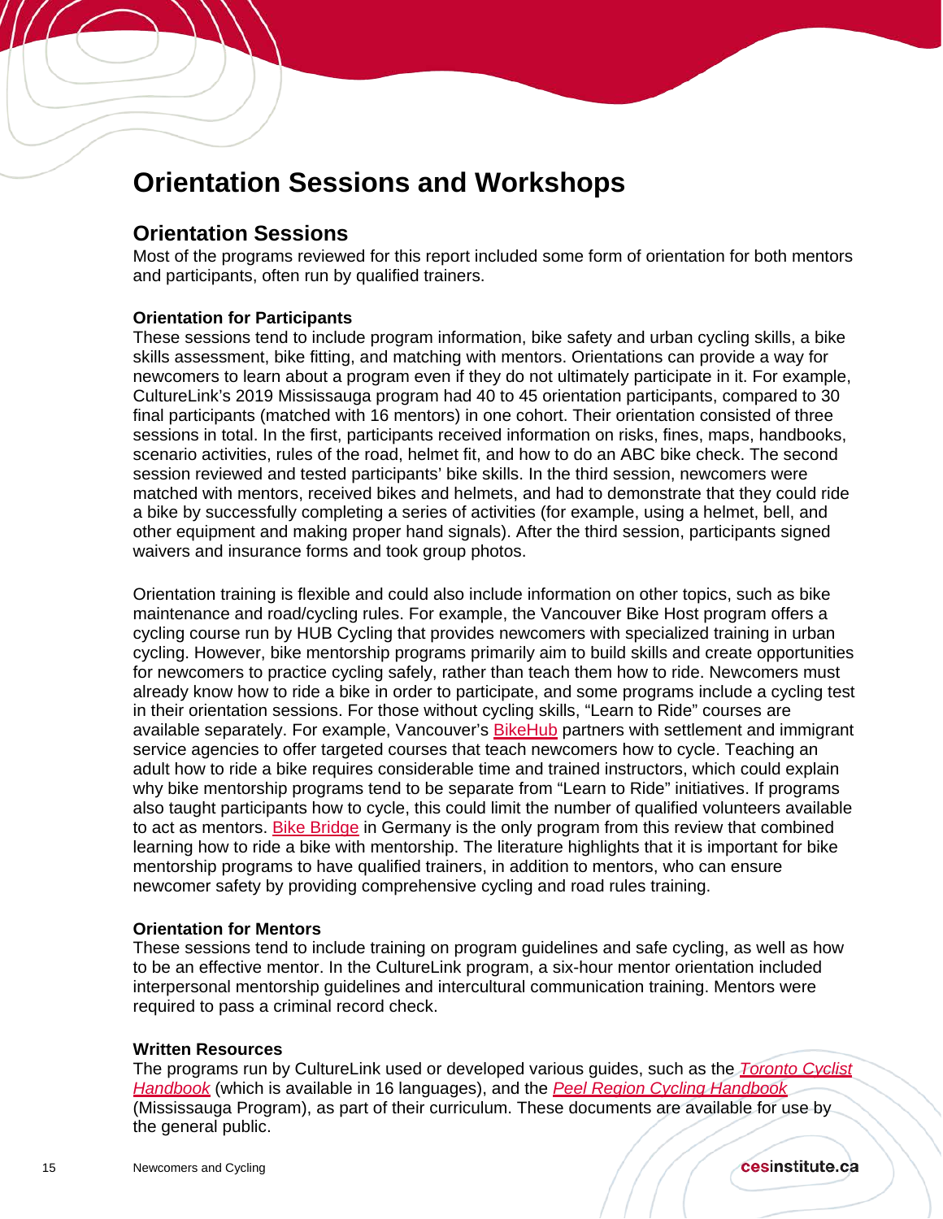# Orientation Sessions and Workshops

## Orientation Sessions

Most of the programs reviewed for this report included some form of orientation for both mentors and participants, often run by qualified trainers.

### Orientation for Participants

These sessions tend to include program information, bike safety and urban cycling skills, a bike skills assessment, bike fitting, and matching with mentors. Orientations can provide a way for newcomers to learn about a program even if they do not ultimately participate in it. For example, CultureLink's 2019 Mississauga program had 40 to 45 orientation participants, compared to 30 final participants (matched with 16 mentors) in one cohort. Their orientation consisted of three sessions in total. In the first, participants received information on risks, fines, maps, handbooks, scenario activities, rules of the road, helmet fit, and how to do an ABC bike check. The second session reviewed and tested participants' bike skills. In the third session, newcomers were matched with mentors, received bikes and helmets, and had to demonstrate that they could ride a bike by successfully completing a series of activities (for example, using a helmet, bell, and other equipment and making proper hand signals). After the third session, participants signed waivers and insurance forms and took group photos.

Orientation training is flexible and could also include information on other topics, such as bike maintenance and road/cycling rules. For example, the Vancouver Bike Host program offers a cycling course run by HUB Cycling that provides newcomers with specialized training in urban cycling. However, bike mentorship programs primarily aim to build skills and create opportunities for newcomers to practice cycling safely, rather than teach them how to ride. Newcomers must already know how to ride a bike in order to participate, and some programs include a cycling test in their orientation sessions. For those without cycling skills, "Learn to Ride" courses are available separately. For example, Vancouver's BikeHub partners with settlement and immigrant service agencies to offer targeted courses that teach newcomers how to cycle. Teaching an adult how to ride a bike requires considerable time and trained instructors, which could explain why bike mentorship programs tend to be separate from "Learn to Ride" initiatives. If programs also taught participants how to cycle, this could limit the number of qualified volunteers available to act as mentors. Bike Bridge in Germany is the only program from this review that combined learning how to ride a bike with mentorship. The literature highlights that it is important for bike mentorship programs to have qualified trainers, in addition to mentors, who can ensure newcomer safety by providing comprehensive cycling and road rules training.

### Orientation for Mentors

These sessions tend to include training on program guidelines and safe cycling, as well as how to be an effective mentor. In the CultureLink program, a six-hour mentor orientation included interpersonal mentorship guidelines and intercultural communication training. Mentors were required to pass a criminal record check.

### Written Resources

The programs run by CultureLink used or developed various guides, such as the *Toronto Cyclist Handbook* (which is available in 16 languages), and the *Peel Region Cycling Handbook* (Mississauga Program), as part of their curriculum. These documents are available for use by the general public.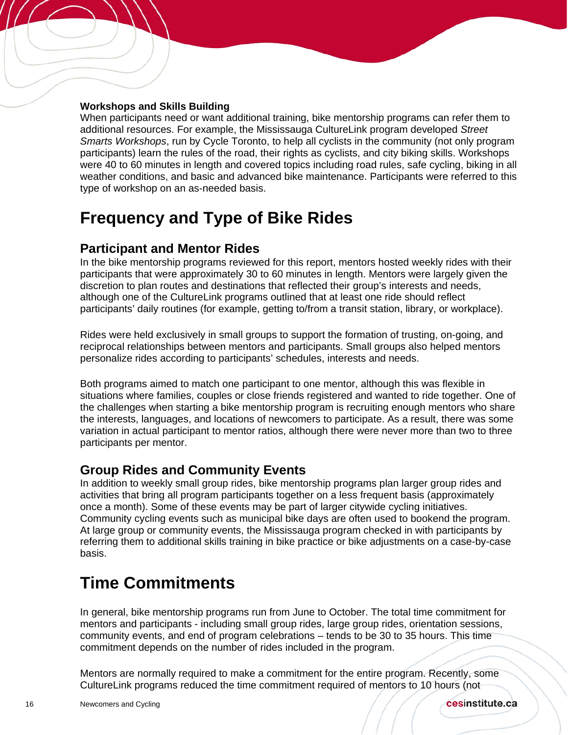**Workshops and Skills Building**

When participants need or want additional training, bike mentorship programs can refer them to additional resources. For example, the Mississauga CultureLink program developed *Street Smarts Workshops*, run by Cycle Toronto, to help all cyclists in the community (not only program participants) learn the rules of the road, their rights as cyclists, and city biking skills. Workshops were 40 to 60 minutes in length and covered topics including road rules, safe cycling, biking in all weather conditions, and basic and advanced bike maintenance. Participants were referred to this type of workshop on an as-needed basis.

# Frequency and Type of Bike Rides

## Participant and Mentor Rides

In the bike mentorship programs reviewed for this report, mentors hosted weekly rides with their participants that were approximately 30 to 60 minutes in length. Mentors were largely given the discretion to plan routes and destinations that reflected their group's interests and needs, although one of the CultureLink programs outlined that at least one ride should reflect participants' daily routines (for example, getting to/from a transit station, library, or workplace).

Rides were held exclusively in small groups to support the formation of trusting, on-going, and reciprocal relationships between mentors and participants. Small groups also helped mentors personalize rides according to participants' schedules, interests and needs.

Both programs aimed to match one participant to one mentor, although this was flexible in situations where families, couples or close friends registered and wanted to ride together. One of the challenges when starting a bike mentorship program is recruiting enough mentors who share the interests, languages, and locations of newcomers to participate. As a result, there was some variation in actual participant to mentor ratios, although there were never more than two to three participants per mentor.

## Group Rides and Community Events

In addition to weekly small group rides, bike mentorship programs plan larger group rides and activities that bring all program participants together on a less frequent basis (approximately once a month). Some of these events may be part of larger citywide cycling initiatives. Community cycling events such as municipal bike days are often used to bookend the program. At large group or community events, the Mississauga program checked in with participants by referring them to additional skills training in bike practice or bike adjustments on a case-by-case basis.

# Time Commitments

In general, bike mentorship programs run from June to October. The total time commitment for mentors and participants - including small group rides, large group rides, orientation sessions, community events, and end of program celebrations – tends to be 30 to 35 hours. This time commitment depends on the number of rides included in the program.

Mentors are normally required to make a commitment for the entire program. Recently, some CultureLink programs reduced the time commitment required of mentors to 10 hours (not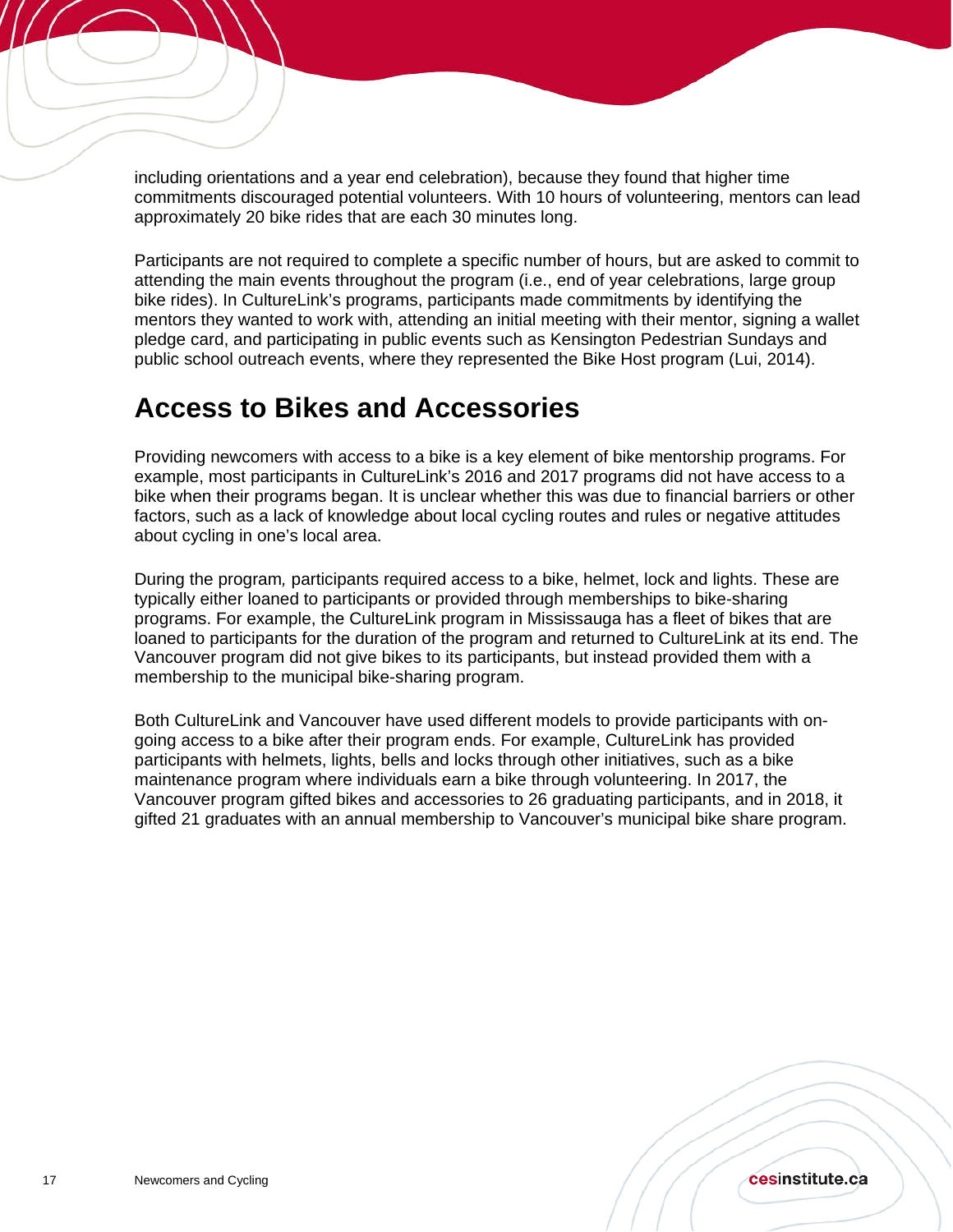including orientations and a year end celebration), because they found that higher time commitments discouraged potential volunteers. With 10 hours of volunteering, mentors can lead approximately 20 bike rides that are each 30 minutes long.

Participants are not required to complete a specific number of hours, but are asked to commit to attending the main events throughout the program (i.e., end of year celebrations, large group bike rides). In CultureLink's programs, participants made commitments by identifying the mentors they wanted to work with, attending an initial meeting with their mentor, signing a wallet pledge card, and participating in public events such as Kensington Pedestrian Sundays and public school outreach events, where they represented the Bike Host program (Lui, 2014).

## Access to Bikes and Accessories

Providing newcomers with access to a bike is a key element of bike mentorship programs. For example, most participants in CultureLink's 2016 and 2017 programs did not have access to a bike when their programs began. It is unclear whether this was due to financial barriers or other factors, such as a lack of knowledge about local cycling routes and rules or negative attitudes about cycling in one's local area.

During the program*,* participants required access to a bike, helmet, lock and lights. These are typically either loaned to participants or provided through memberships to bike-sharing programs. For example, the CultureLink program in Mississauga has a fleet of bikes that are loaned to participants for the duration of the program and returned to CultureLink at its end. The Vancouver program did not give bikes to its participants, but instead provided them with a membership to the municipal bike-sharing program.

Both CultureLink and Vancouver have used different models to provide participants with on-going access to a bike after their program ends. For example, CultureLink has provided participants with helmets, lights, bells and locks through other initiatives, such as a bike maintenance program where individuals earn a bike through volunteering. In 2017, the Vancouver program gifted bikes and accessories to 26 graduating participants, and in 2018, it gifted 21 graduates with an annual membership to Vancouver's municipal bike share program.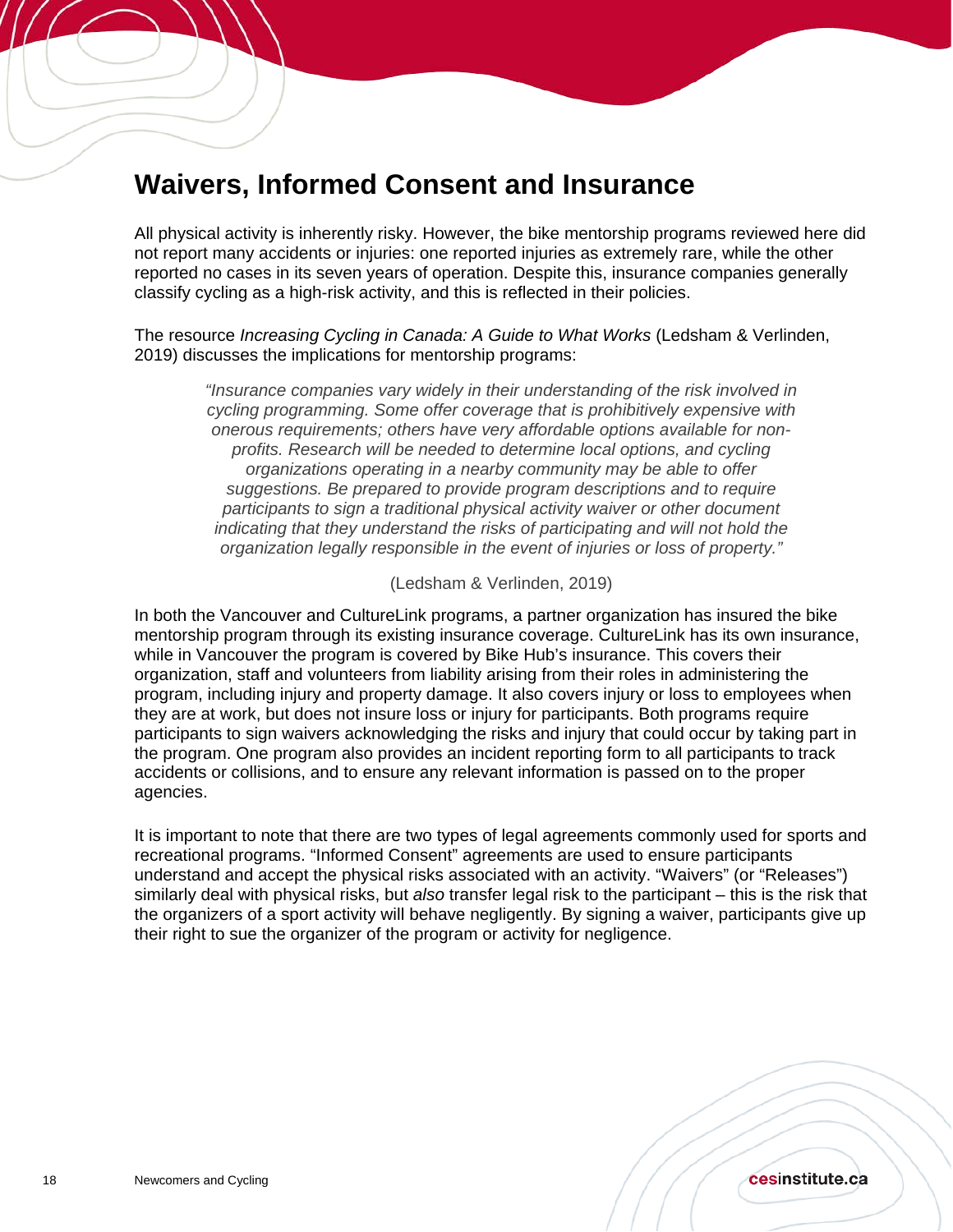## Waivers, Informed Consent and Insurance

All physical activity is inherently risky. However, the bike mentorship programs reviewed here did not report many accidents or injuries: one reported injuries as extremely rare, while the other reported no cases in its seven years of operation. Despite this, insurance companies generally classify cycling as a high-risk activity, and this is reflected in their policies.

The resource *Increasing Cycling in Canada: A Guide to What Works* (Ledsham & Verlinden, 2019) discusses the implications for mentorship programs:

> *"Insurance companies vary widely in their understanding of the risk involved in cycling programming. Some offer coverage that is prohibitively expensive with onerous requirements; others have very affordable options available for non-profits. Research will be needed to determine local options, and cycling organizations operating in a nearby community may be able to offer suggestions. Be prepared to provide program descriptions and to require participants to sign a traditional physical activity waiver or other document indicating that they understand the risks of participating and will not hold the organization legally responsible in the event of injuries or loss of property."*
>
> (Ledsham & Verlinden, 2019)

In both the Vancouver and CultureLink programs, a partner organization has insured the bike mentorship program through its existing insurance coverage. CultureLink has its own insurance, while in Vancouver the program is covered by Bike Hub's insurance. This covers their organization, staff and volunteers from liability arising from their roles in administering the program, including injury and property damage. It also covers injury or loss to employees when they are at work, but does not insure loss or injury for participants. Both programs require participants to sign waivers acknowledging the risks and injury that could occur by taking part in the program. One program also provides an incident reporting form to all participants to track accidents or collisions, and to ensure any relevant information is passed on to the proper agencies.

It is important to note that there are two types of legal agreements commonly used for sports and recreational programs. "Informed Consent" agreements are used to ensure participants understand and accept the physical risks associated with an activity. "Waivers" (or "Releases") similarly deal with physical risks, but *also* transfer legal risk to the participant – this is the risk that the organizers of a sport activity will behave negligently. By signing a waiver, participants give up their right to sue the organizer of the program or activity for negligence.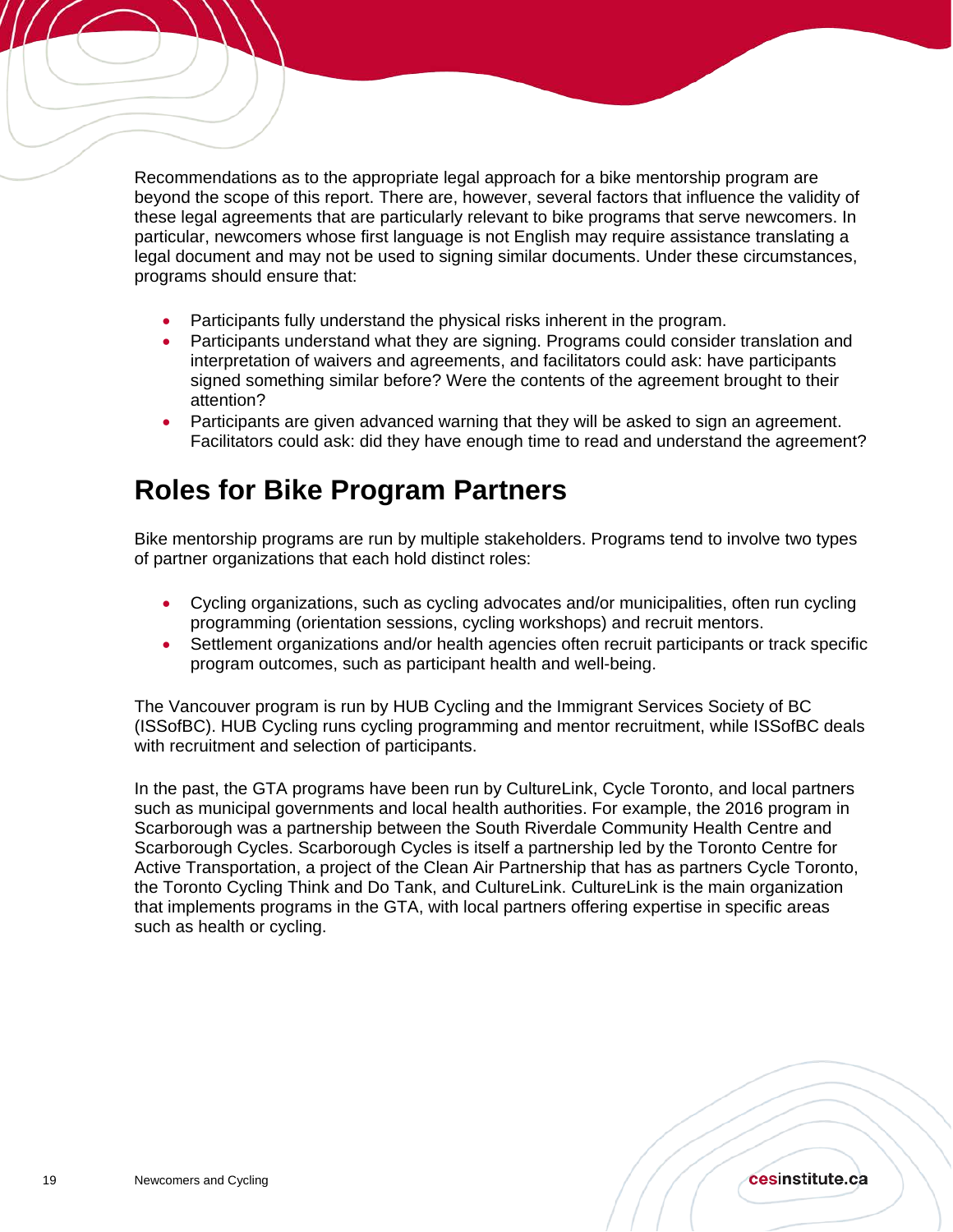Recommendations as to the appropriate legal approach for a bike mentorship program are beyond the scope of this report. There are, however, several factors that influence the validity of these legal agreements that are particularly relevant to bike programs that serve newcomers. In particular, newcomers whose first language is not English may require assistance translating a legal document and may not be used to signing similar documents. Under these circumstances, programs should ensure that:

- Participants fully understand the physical risks inherent in the program.
- Participants understand what they are signing. Programs could consider translation and interpretation of waivers and agreements, and facilitators could ask: have participants signed something similar before? Were the contents of the agreement brought to their attention?
- Participants are given advanced warning that they will be asked to sign an agreement. Facilitators could ask: did they have enough time to read and understand the agreement?

## Roles for Bike Program Partners

Bike mentorship programs are run by multiple stakeholders. Programs tend to involve two types of partner organizations that each hold distinct roles:

- Cycling organizations, such as cycling advocates and/or municipalities, often run cycling programming (orientation sessions, cycling workshops) and recruit mentors.
- Settlement organizations and/or health agencies often recruit participants or track specific program outcomes, such as participant health and well-being.

The Vancouver program is run by HUB Cycling and the Immigrant Services Society of BC (ISSofBC). HUB Cycling runs cycling programming and mentor recruitment, while ISSofBC deals with recruitment and selection of participants.

In the past, the GTA programs have been run by CultureLink, Cycle Toronto, and local partners such as municipal governments and local health authorities. For example, the 2016 program in Scarborough was a partnership between the South Riverdale Community Health Centre and Scarborough Cycles. Scarborough Cycles is itself a partnership led by the Toronto Centre for Active Transportation, a project of the Clean Air Partnership that has as partners Cycle Toronto, the Toronto Cycling Think and Do Tank, and CultureLink. CultureLink is the main organization that implements programs in the GTA, with local partners offering expertise in specific areas such as health or cycling.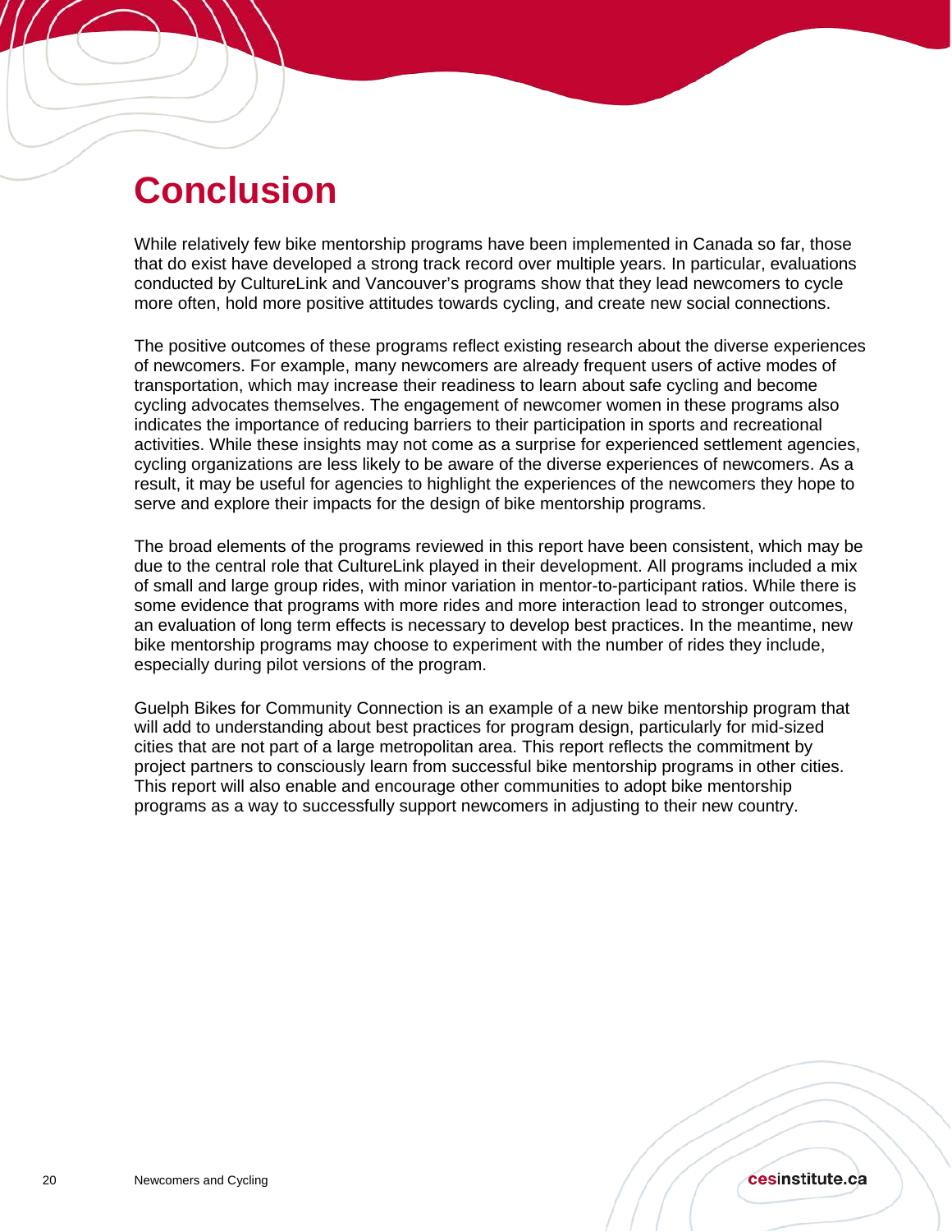# Conclusion

While relatively few bike mentorship programs have been implemented in Canada so far, those that do exist have developed a strong track record over multiple years. In particular, evaluations conducted by CultureLink and Vancouver's programs show that they lead newcomers to cycle more often, hold more positive attitudes towards cycling, and create new social connections.

The positive outcomes of these programs reflect existing research about the diverse experiences of newcomers. For example, many newcomers are already frequent users of active modes of transportation, which may increase their readiness to learn about safe cycling and become cycling advocates themselves. The engagement of newcomer women in these programs also indicates the importance of reducing barriers to their participation in sports and recreational activities. While these insights may not come as a surprise for experienced settlement agencies, cycling organizations are less likely to be aware of the diverse experiences of newcomers. As a result, it may be useful for agencies to highlight the experiences of the newcomers they hope to serve and explore their impacts for the design of bike mentorship programs.

The broad elements of the programs reviewed in this report have been consistent, which may be due to the central role that CultureLink played in their development. All programs included a mix of small and large group rides, with minor variation in mentor-to-participant ratios. While there is some evidence that programs with more rides and more interaction lead to stronger outcomes, an evaluation of long term effects is necessary to develop best practices. In the meantime, new bike mentorship programs may choose to experiment with the number of rides they include, especially during pilot versions of the program.

Guelph Bikes for Community Connection is an example of a new bike mentorship program that will add to understanding about best practices for program design, particularly for mid-sized cities that are not part of a large metropolitan area. This report reflects the commitment by project partners to consciously learn from successful bike mentorship programs in other cities. This report will also enable and encourage other communities to adopt bike mentorship programs as a way to successfully support newcomers in adjusting to their new country.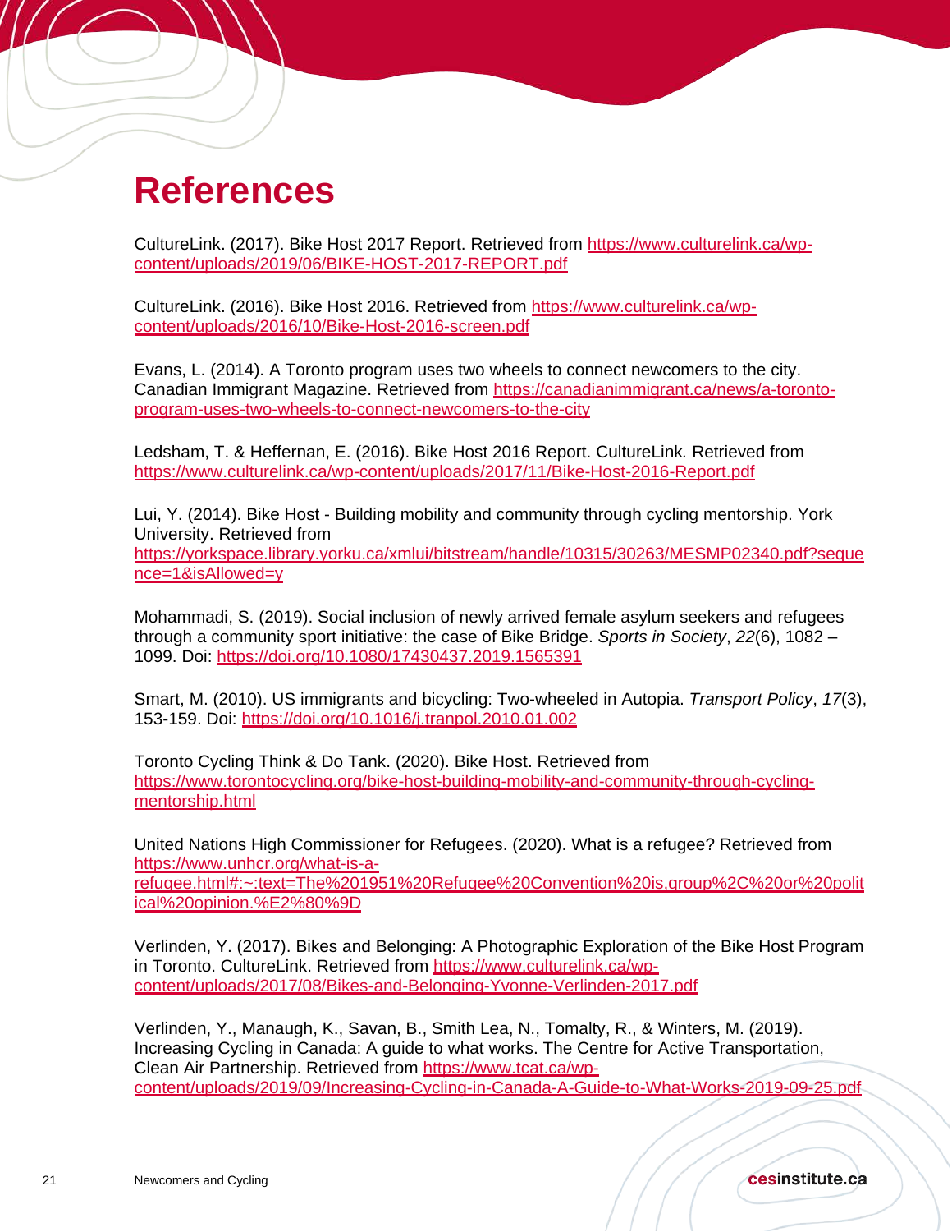# References

CultureLink. (2017). Bike Host 2017 Report. Retrieved from https://www.culturelink.ca/wp-content/uploads/2019/06/BIKE-HOST-2017-REPORT.pdf

CultureLink. (2016). Bike Host 2016. Retrieved from https://www.culturelink.ca/wp-content/uploads/2016/10/Bike-Host-2016-screen.pdf

Evans, L. (2014). A Toronto program uses two wheels to connect newcomers to the city. Canadian Immigrant Magazine. Retrieved from https://canadianimmigrant.ca/news/a-toronto-program-uses-two-wheels-to-connect-newcomers-to-the-city

Ledsham, T. & Heffernan, E. (2016). Bike Host 2016 Report. CultureLink. Retrieved from https://www.culturelink.ca/wp-content/uploads/2017/11/Bike-Host-2016-Report.pdf

Lui, Y. (2014). Bike Host - Building mobility and community through cycling mentorship. York University. Retrieved from https://yorkspace.library.yorku.ca/xmlui/bitstream/handle/10315/30263/MESMP02340.pdf?sequence=1&isAllowed=y

Mohammadi, S. (2019). Social inclusion of newly arrived female asylum seekers and refugees through a community sport initiative: the case of Bike Bridge. *Sports in Society*, *22*(6), 1082 – 1099. Doi: https://doi.org/10.1080/17430437.2019.1565391

Smart, M. (2010). US immigrants and bicycling: Two-wheeled in Autopia. *Transport Policy*, *17*(3), 153-159. Doi: https://doi.org/10.1016/j.tranpol.2010.01.002

Toronto Cycling Think & Do Tank. (2020). Bike Host. Retrieved from https://www.torontocycling.org/bike-host-building-mobility-and-community-through-cycling-mentorship.html

United Nations High Commissioner for Refugees. (2020). What is a refugee? Retrieved from https://www.unhcr.org/what-is-a-refugee.html#:~:text=The%201951%20Refugee%20Convention%20is,group%2C%20or%20political%20opinion.%E2%80%9D

Verlinden, Y. (2017). Bikes and Belonging: A Photographic Exploration of the Bike Host Program in Toronto. CultureLink. Retrieved from https://www.culturelink.ca/wp-content/uploads/2017/08/Bikes-and-Belonging-Yvonne-Verlinden-2017.pdf

Verlinden, Y., Manaugh, K., Savan, B., Smith Lea, N., Tomalty, R., & Winters, M. (2019). Increasing Cycling in Canada: A guide to what works. The Centre for Active Transportation, Clean Air Partnership. Retrieved from https://www.tcat.ca/wp-content/uploads/2019/09/Increasing-Cycling-in-Canada-A-Guide-to-What-Works-2019-09-25.pdf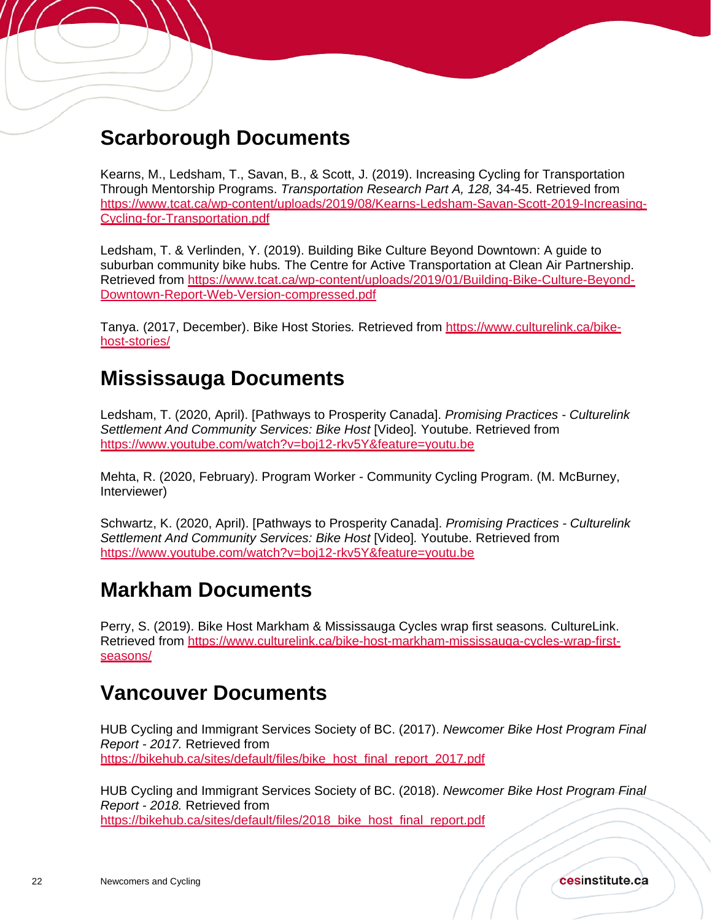## Scarborough Documents

Kearns, M., Ledsham, T., Savan, B., & Scott, J. (2019). Increasing Cycling for Transportation Through Mentorship Programs. *Transportation Research Part A, 128,* 34-45. Retrieved from https://www.tcat.ca/wp-content/uploads/2019/08/Kearns-Ledsham-Savan-Scott-2019-Increasing-Cycling-for-Transportation.pdf

Ledsham, T. & Verlinden, Y. (2019). Building Bike Culture Beyond Downtown: A guide to suburban community bike hubs*.* The Centre for Active Transportation at Clean Air Partnership. Retrieved from https://www.tcat.ca/wp-content/uploads/2019/01/Building-Bike-Culture-Beyond-Downtown-Report-Web-Version-compressed.pdf

Tanya. (2017, December). Bike Host Stories*.* Retrieved from https://www.culturelink.ca/bike-host-stories/

## Mississauga Documents

Ledsham, T. (2020, April). [Pathways to Prosperity Canada]. *Promising Practices - Culturelink Settlement And Community Services: Bike Host* [Video]*.* Youtube. Retrieved from https://www.youtube.com/watch?v=boj12-rkv5Y&feature=youtu.be

Mehta, R. (2020, February). Program Worker - Community Cycling Program. (M. McBurney, Interviewer)

Schwartz, K. (2020, April). [Pathways to Prosperity Canada]. *Promising Practices - Culturelink Settlement And Community Services: Bike Host* [Video]*.* Youtube. Retrieved from https://www.youtube.com/watch?v=boj12-rkv5Y&feature=youtu.be

## Markham Documents

Perry, S. (2019). Bike Host Markham & Mississauga Cycles wrap first seasons*.* CultureLink. Retrieved from https://www.culturelink.ca/bike-host-markham-mississauga-cycles-wrap-first-seasons/

## Vancouver Documents

HUB Cycling and Immigrant Services Society of BC. (2017). *Newcomer Bike Host Program Final Report - 2017.* Retrieved from https://bikehub.ca/sites/default/files/bike_host_final_report_2017.pdf

HUB Cycling and Immigrant Services Society of BC. (2018). *Newcomer Bike Host Program Final Report - 2018.* Retrieved from https://bikehub.ca/sites/default/files/2018_bike_host_final_report.pdf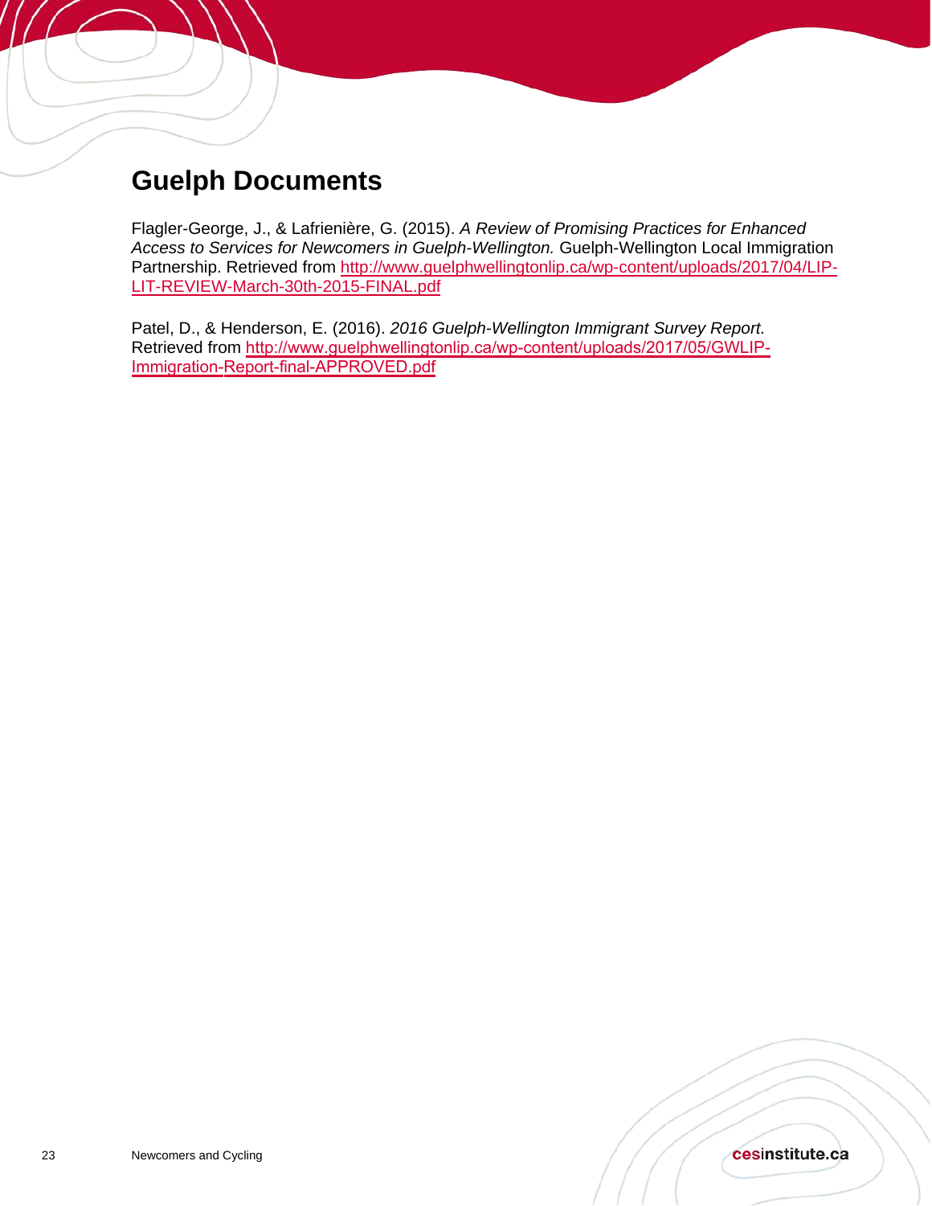## Guelph Documents

Flagler-George, J., & Lafrenière, G. (2015). *A Review of Promising Practices for Enhanced Access to Services for Newcomers in Guelph-Wellington.* Guelph-Wellington Local Immigration Partnership. Retrieved from http://www.guelphwellingtonlip.ca/wp-content/uploads/2017/04/LIP-LIT-REVIEW-March-30th-2015-FINAL.pdf

Patel, D., & Henderson, E. (2016). *2016 Guelph-Wellington Immigrant Survey Report.* Retrieved from http://www.guelphwellingtonlip.ca/wp-content/uploads/2017/05/GWLIP-Immigration-Report-final-APPROVED.pdf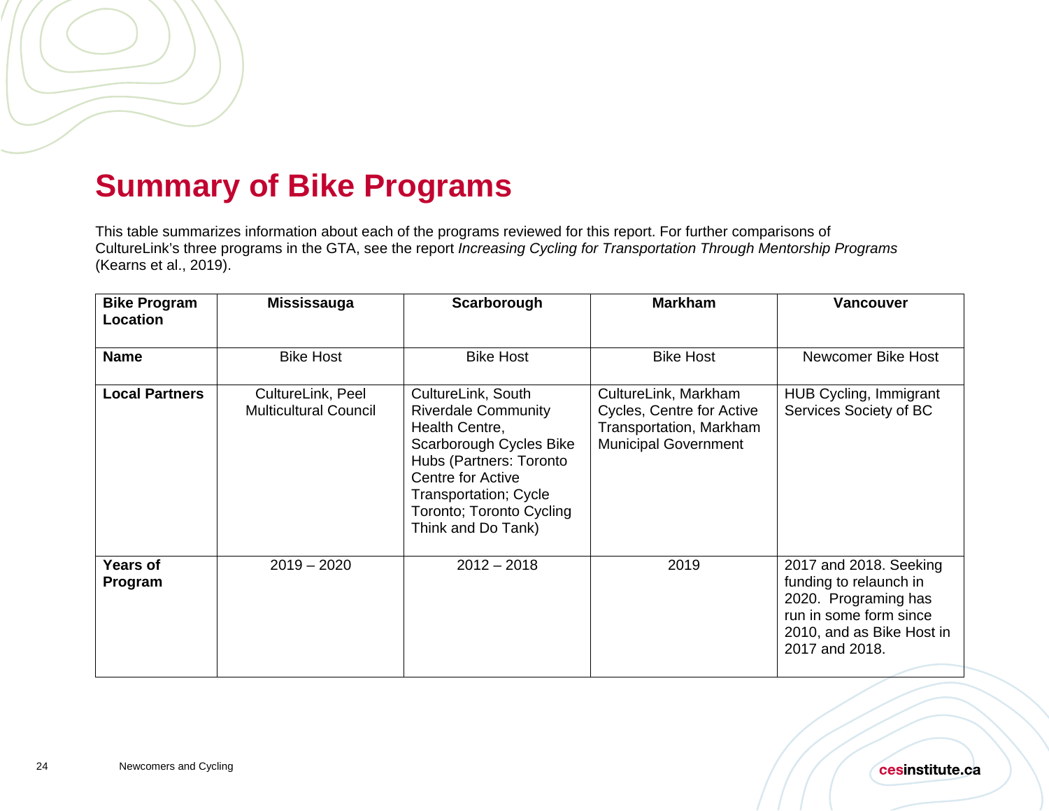# Summary of Bike Programs

This table summarizes information about each of the programs reviewed for this report. For further comparisons of CultureLink's three programs in the GTA, see the report *Increasing Cycling for Transportation Through Mentorship Programs* (Kearns et al., 2019).

| **Bike Program Location** | **Mississauga** | **Scarborough** | **Markham** | **Vancouver** |
|---|---|---|---|---|
| **Name** | Bike Host | Bike Host | Bike Host | Newcomer Bike Host |
| **Local Partners** | CultureLink, Peel Multicultural Council | CultureLink, South Riverdale Community Health Centre, Scarborough Cycles Bike Hubs (Partners: Toronto Centre for Active Transportation; Cycle Toronto; Toronto Cycling Think and Do Tank) | CultureLink, Markham Cycles, Centre for Active Transportation, Markham Municipal Government | HUB Cycling, Immigrant Services Society of BC |
| **Years of Program** | 2019 – 2020 | 2012 – 2018 | 2019 | 2017 and 2018. Seeking funding to relaunch in 2020. Programing has run in some form since 2010, and as Bike Host in 2017 and 2018. |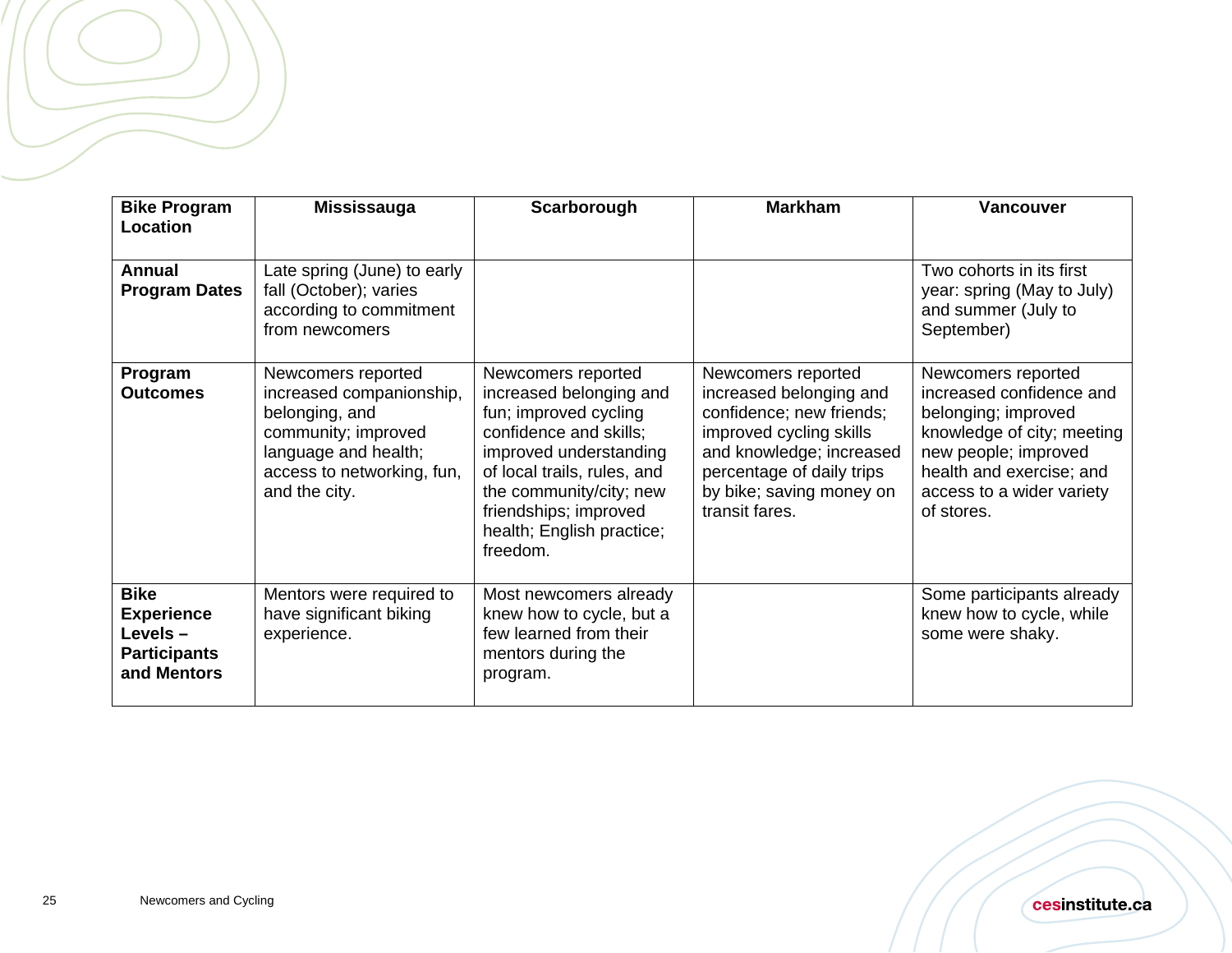| Bike Program Location | Mississauga | Scarborough | Markham | Vancouver |
|---|---|---|---|---|
| **Annual Program Dates** | Late spring (June) to early fall (October); varies according to commitment from newcomers | | | Two cohorts in its first year: spring (May to July) and summer (July to September) |
| **Program Outcomes** | Newcomers reported increased companionship, belonging, and community; improved language and health; access to networking, fun, and the city. | Newcomers reported increased belonging and fun; improved cycling confidence and skills; improved understanding of local trails, rules, and the community/city; new friendships; improved health; English practice; freedom. | Newcomers reported increased belonging and confidence; new friends; improved cycling skills and knowledge; increased percentage of daily trips by bike; saving money on transit fares. | Newcomers reported increased confidence and belonging; improved knowledge of city; meeting new people; improved health and exercise; and access to a wider variety of stores. |
| **Bike Experience Levels – Participants and Mentors** | Mentors were required to have significant biking experience. | Most newcomers already knew how to cycle, but a few learned from their mentors during the program. | | Some participants already knew how to cycle, while some were shaky. |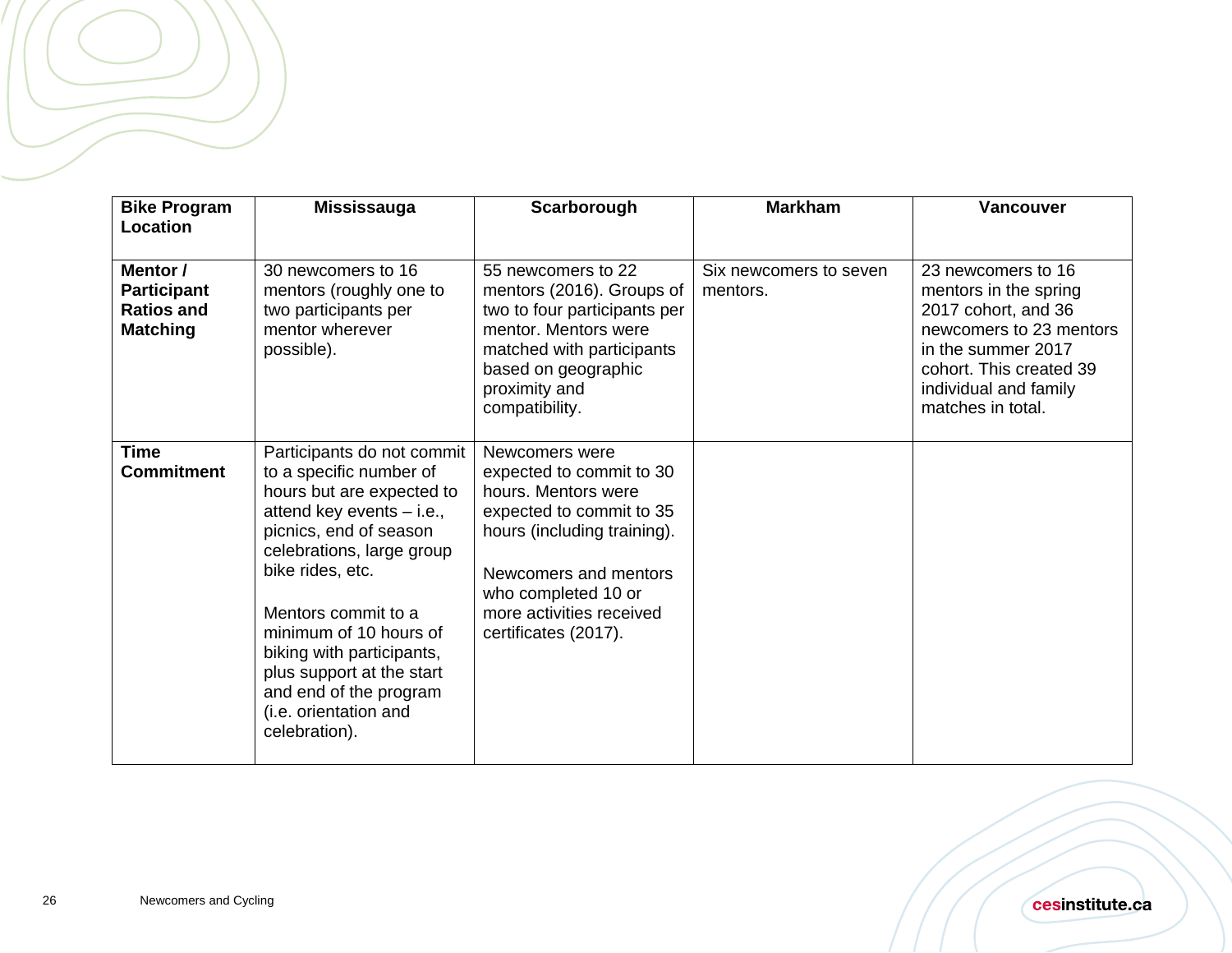| Bike Program Location | Mississauga | Scarborough | Markham | Vancouver |
|---|---|---|---|---|
| **Mentor / Participant Ratios and Matching** | 30 newcomers to 16 mentors (roughly one to two participants per mentor wherever possible). | 55 newcomers to 22 mentors (2016). Groups of two to four participants per mentor. Mentors were matched with participants based on geographic proximity and compatibility. | Six newcomers to seven mentors. | 23 newcomers to 16 mentors in the spring 2017 cohort, and 36 newcomers to 23 mentors in the summer 2017 cohort. This created 39 individual and family matches in total. |
| **Time Commitment** | Participants do not commit to a specific number of hours but are expected to attend key events – i.e., picnics, end of season celebrations, large group bike rides, etc.<br><br>Mentors commit to a minimum of 10 hours of biking with participants, plus support at the start and end of the program (i.e. orientation and celebration). | Newcomers were expected to commit to 30 hours. Mentors were expected to commit to 35 hours (including training).<br><br>Newcomers and mentors who completed 10 or more activities received certificates (2017). | | |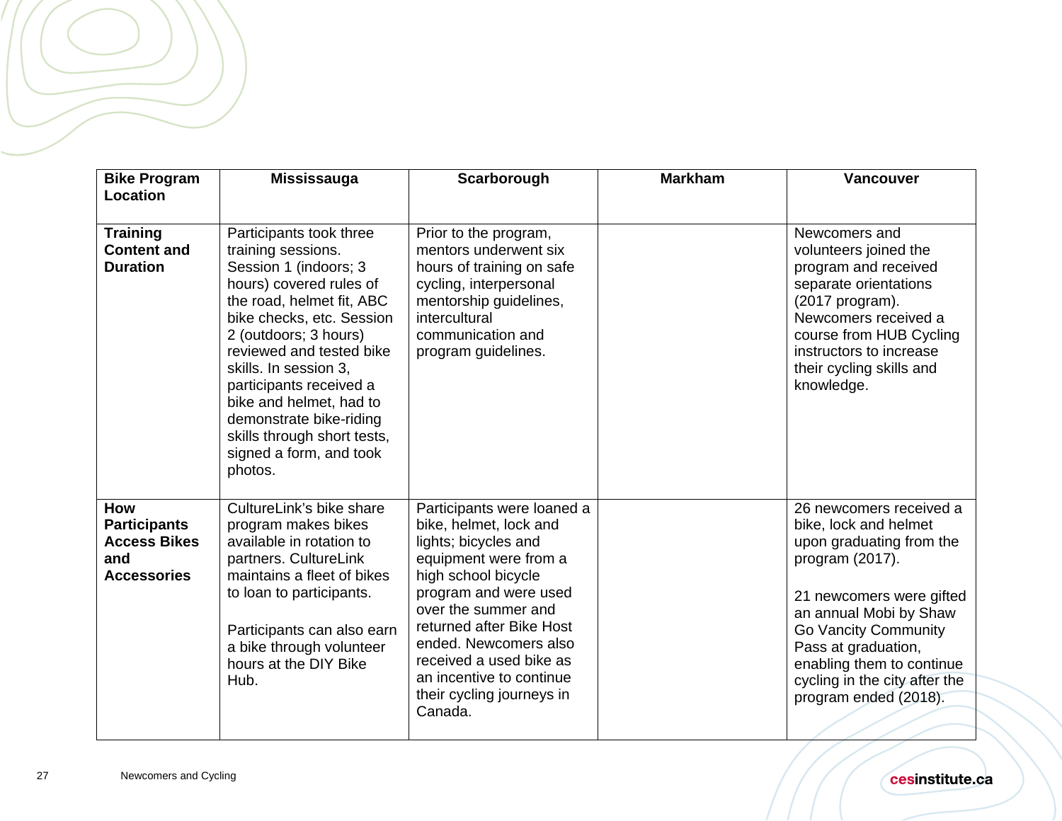| Bike Program Location | Mississauga | Scarborough | Markham | Vancouver |
|---|---|---|---|---|
| **Training Content and Duration** | Participants took three training sessions. Session 1 (indoors; 3 hours) covered rules of the road, helmet fit, ABC bike checks, etc. Session 2 (outdoors; 3 hours) reviewed and tested bike skills. In session 3, participants received a bike and helmet, had to demonstrate bike-riding skills through short tests, signed a form, and took photos. | Prior to the program, mentors underwent six hours of training on safe cycling, interpersonal mentorship guidelines, intercultural communication and program guidelines. | | Newcomers and volunteers joined the program and received separate orientations (2017 program). Newcomers received a course from HUB Cycling instructors to increase their cycling skills and knowledge. |
| **How Participants Access Bikes and Accessories** | CultureLink's bike share program makes bikes available in rotation to partners. CultureLink maintains a fleet of bikes to loan to participants.<br><br>Participants can also earn a bike through volunteer hours at the DIY Bike Hub. | Participants were loaned a bike, helmet, lock and lights; bicycles and equipment were from a high school bicycle program and were used over the summer and returned after Bike Host ended. Newcomers also received a used bike as an incentive to continue their cycling journeys in Canada. | | 26 newcomers received a bike, lock and helmet upon graduating from the program (2017).<br><br>21 newcomers were gifted an annual Mobi by Shaw Go Vancity Community Pass at graduation, enabling them to continue cycling in the city after the program ended (2018). |